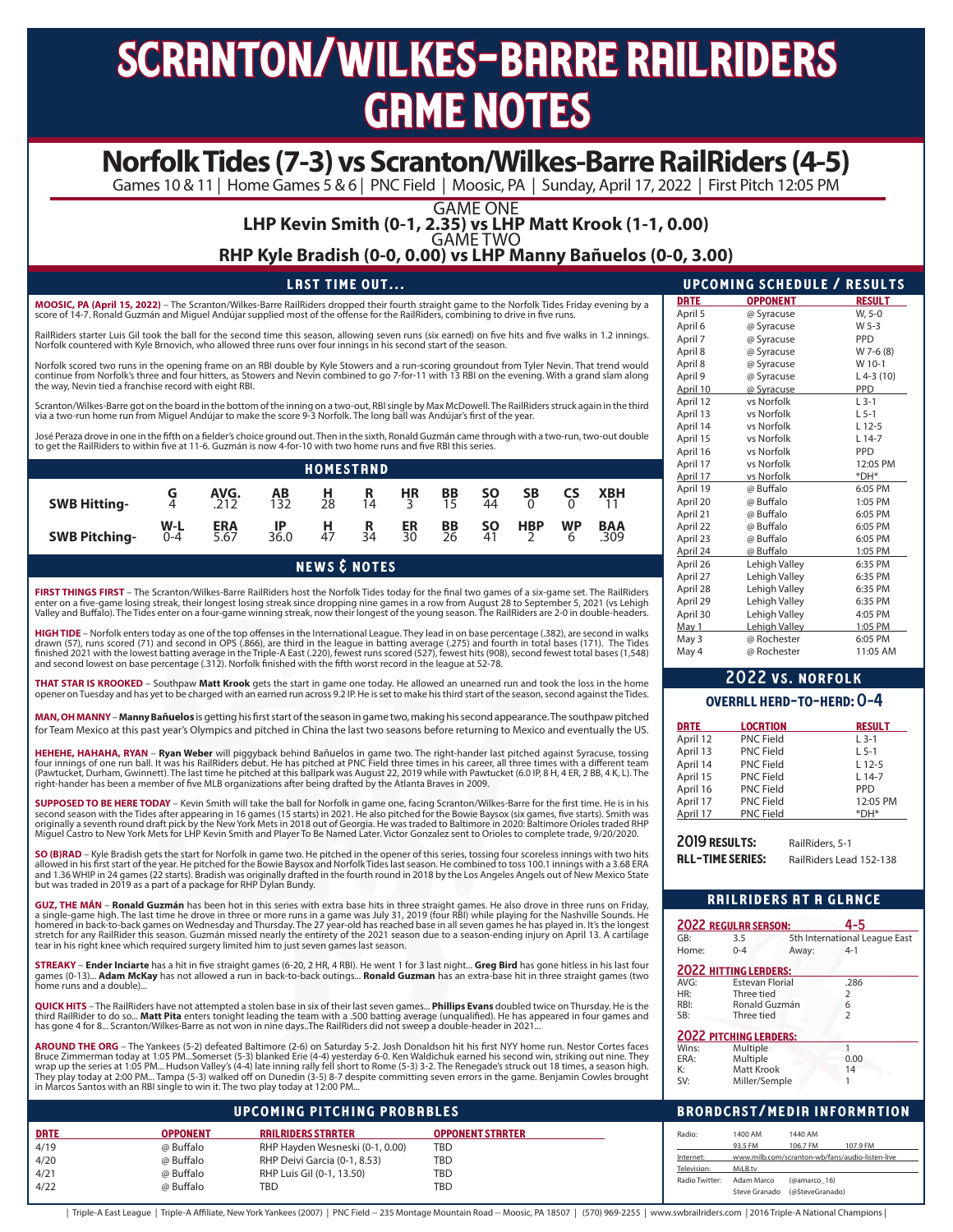# SCRANTON/WILKES-BARRE RAILRIDERS GAME NOTES

## Norfolk Tides (7-3) vs Scranton/Wilkes-Barre RailRiders (4-5)

Games 10 & 11 | Home Games 5 & 6 | PNC Field | Moosic, PA | Sunday, April 17, 2022 | First Pitch 12:05 PM

GAME ONE
**LHP Kevin Smith (0-1, 2.35) vs LHP Matt Krook (1-1, 0.00)**
GAME TWO
**RHP Kyle Bradish (0-0, 0.00) vs LHP Manny Bañuelos (0-0, 3.00)**

### LAST TIME OUT...

**MOOSIC, PA (April 15, 2022)** – The Scranton/Wilkes-Barre RailRiders dropped their fourth straight game to the Norfolk Tides Friday evening by a score of 14-7. Ronald Guzmán and Miguel Andújar supplied most of the offense for the RailRiders, combining to drive in five runs.

RailRiders starter Luis Gil took the ball for the second time this season, allowing seven runs (six earned) on five hits and five walks in 1.2 innings. Norfolk countered with Kyle Brnovich, who allowed three runs over four innings in his second start of the season.

Norfolk scored two runs in the opening frame on an RBI double by Kyle Stowers and a run-scoring groundout from Tyler Nevin. That trend would continue from Norfolk's three and four hitters, as Stowers and Nevin combined to go 7-for-11 with 13 RBI on the evening. With a grand slam along the way, Nevin tied a franchise record with eight RBI.

Scranton/Wilkes-Barre got on the board in the bottom of the inning on a two-out, RBI single by Max McDowell. The RailRiders struck again in the third via a two-run home run from Miguel Andújar to make the score 9-3 Norfolk. The long ball was Andújar's first of the year.

José Peraza drove in one in the fifth on a fielder's choice ground out. Then in the sixth, Ronald Guzmán came through with a two-run, two-out double to get the RailRiders to within five at 11-6. Guzmán is now 4-for-10 with two home runs and five RBI this series.

### HOMESTAND

| | G | AVG. | AB | H | R | HR | BB | SO | SB | CS | XBH |
|---|---|---|---|---|---|---|---|---|---|---|---|
| **SWB Hitting-** | 4 | .212 | 132 | 28 | 14 | 3 | 15 | 44 | 0 | 0 | 11 |

| | W-L | ERA | IP | H | R | ER | BB | SO | HBP | WP | BAA |
|---|---|---|---|---|---|---|---|---|---|---|---|
| **SWB Pitching-** | 0-4 | 5.67 | 36.0 | 47 | 34 | 30 | 26 | 41 | 2 | 6 | .309 |

### NEWS & NOTES

**FIRST THINGS FIRST** – The Scranton/Wilkes-Barre RailRiders host the Norfolk Tides today for the final two games of a six-game set. The RailRiders enter on a five-game losing streak, their longest losing streak since dropping nine games in a row from August 28 to September 5, 2021 (vs Lehigh Valley and Buffalo). The Tides enter on a four-game winning streak, now their longest of the young season. The RailRiders are 2-0 in double-headers.

**HIGH TIDE** – Norfolk enters today as one of the top offenses in the International League. They lead in on base percentage (.382), are second in walks drawn (57), runs scored (71) and second in OPS (.866), are third in the league in batting average (.275) and fourth in total bases (171). The Tides finished 2021 with the lowest batting average in the Triple-A East (.220), fewest runs scored (527), fewest hits (908), second fewest total bases (1,548) and second lowest on base percentage (.312). Norfolk finished with the fifth worst record in the league at 52-78.

**THAT STAR IS KROOKED** – Southpaw **Matt Krook** gets the start in game one today. He allowed an unearned run and took the loss in the home opener on Tuesday and has yet to be charged with an earned run across 9.2 IP. He is set to make his third start of the season, second against the Tides.

**MAN, OH MANNY** – **Manny Bañuelos** is getting his first start of the season in game two, making his second appearance. The southpaw pitched for Team Mexico at this past year's Olympics and pitched in China the last two seasons before returning to Mexico and eventually the US.

**HEHEHE, HAHAHA, RYAN** – **Ryan Weber** will piggyback behind Bañuelos in game two. The right-hander last pitched against Syracuse, tossing four innings of one run ball. It was his RailRiders debut. He has pitched at PNC Field three times in his career, all three times with a different team (Pawtucket, Durham, Gwinnett). The last time he pitched at this ballpark was August 22, 2019 while with Pawtucket (6.0 IP, 8 H, 4 ER, 2 BB, 4 K, L). The right-hander has been a member of five MLB organizations after being drafted by the Atlanta Braves in 2009.

**SUPPOSED TO BE HERE TODAY** – Kevin Smith will take the ball for Norfolk in game one, facing Scranton/Wilkes-Barre for the first time. He is in his second season with the Tides after appearing in 16 games (15 starts) in 2021. He also pitched for the Bowie Baysox (six games, five starts). Smith was originally a seventh round draft pick by the New York Mets in 2018 out of Georgia. He was traded to Baltimore in 2020: Baltimore Orioles traded RHP Miguel Castro to New York Mets for LHP Kevin Smith and Player To Be Named Later. Victor Gonzalez sent to Orioles to complete trade, 9/20/2020.

**SO (B)RAD** – Kyle Bradish gets the start for Norfolk in game two. He pitched in the opener of this series, tossing four scoreless innings with two hits allowed in his first start of the year. He pitched for the Bowie Baysox and Norfolk Tides last season. He combined to toss 100.1 innings with a 3.68 ERA and 1.36 WHIP in 24 games (22 starts). Bradish was originally drafted in the fourth round in 2018 by the Los Angeles Angels out of New Mexico State but was traded in 2019 as a part of a package for RHP Dylan Bundy.

**GUZ, THE MÁN** – **Ronald Guzmán** has been hot in this series with extra base hits in three straight games. He also drove in three runs on Friday, a single-game high. The last time he drove in three or more runs in a game was July 31, 2019 (four RBI) while playing for the Nashville Sounds. He homered in back-to-back games on Wednesday and Thursday. The 27 year-old has reached base in all seven games he has played in. It's the longest stretch for any RailRider this season. Guzmán missed nearly the entirety of the 2021 season due to a season-ending injury on April 13. A cartilage tear in his right knee which required surgery limited him to just seven games last season.

**STREAKY** – **Ender Inciarte** has a hit in five straight games (6-20, 2 HR, 4 RBI). He went 1 for 3 last night... **Greg Bird** has gone hitless in his last four games (0-13)... **Adam McKay** has not allowed a run in back-to-back outings... **Ronald Guzman** has an extra-base hit in three straight games (two home runs and a double)...

**QUICK HITS** – The RailRiders have not attempted a stolen base in six of their last seven games... **Phillips Evans** doubled twice on Thursday. He is the third RailRider to do so... **Matt Pita** enters tonight leading the team with a .500 batting average (unqualified). He has appeared in four games and has gone 4 for 8... Scranton/Wilkes-Barre as not won in nine days..The RailRiders did not sweep a double-header in 2021...

**AROUND THE ORG** – The Yankees (5-2) defeated Baltimore (2-6) on Saturday 5-2. Josh Donaldson hit his first NYY home run. Nestor Cortes faces Bruce Zimmerman today at 1:05 PM...Somerset (5-3) blanked Erie (4-4) yesterday 6-0. Ken Waldichuk earned his second win, striking out nine. They wrap up the series at 1:05 PM... Hudson Valley's (4-4) late inning rally fell short to Rome (5-3) 3-2. The Renegade's struck out 18 times, a season high. They play today at 2:00 PM... Tampa (5-3) walked off on Dunedin (3-5) 8-7 despite committing seven errors in the game. Benjamin Cowles brought in Marcos Santos with an RBI single to win it. The two play today at 12:00 PM...

### UPCOMING PITCHING PROBABLES

| DATE | OPPONENT | RAILRIDERS STARTER | OPPONENT STARTER |
|---|---|---|---|
| 4/19 | @ Buffalo | RHP Hayden Wesneski (0-1, 0.00) | TBD |
| 4/20 | @ Buffalo | RHP Deivi Garcia (0-1, 8.53) | TBD |
| 4/21 | @ Buffalo | RHP Luis Gil (0-1, 13.50) | TBD |
| 4/22 | @ Buffalo | TBD | TBD |

### UPCOMING SCHEDULE / RESULTS

| DATE | OPPONENT | RESULT |
|---|---|---|
| April 5 | @ Syracuse | W, 5-0 |
| April 6 | @ Syracuse | W 5-3 |
| April 7 | @ Syracuse | PPD |
| April 8 | @ Syracuse | W 7-6 (8) |
| April 8 | @ Syracuse | W 10-1 |
| April 9 | @ Syracuse | L 4-3 (10) |
| April 10 | @ Syracuse | PPD |
| April 12 | vs Norfolk | L 3-1 |
| April 13 | vs Norfolk | L 5-1 |
| April 14 | vs Norfolk | L 12-5 |
| April 15 | vs Norfolk | L 14-7 |
| April 16 | vs Norfolk | PPD |
| April 17 | vs Norfolk | 12:05 PM |
| April 17 | vs Norfolk | \*DH\* |
| April 19 | @ Buffalo | 6:05 PM |
| April 20 | @ Buffalo | 1:05 PM |
| April 21 | @ Buffalo | 6:05 PM |
| April 22 | @ Buffalo | 6:05 PM |
| April 23 | @ Buffalo | 6:05 PM |
| April 24 | @ Buffalo | 1:05 PM |
| April 26 | Lehigh Valley | 6:35 PM |
| April 27 | Lehigh Valley | 6:35 PM |
| April 28 | Lehigh Valley | 6:35 PM |
| April 29 | Lehigh Valley | 6:35 PM |
| April 30 | Lehigh Valley | 4:05 PM |
| May 1 | Lehigh Valley | 1:05 PM |
| May 3 | @ Rochester | 6:05 PM |
| May 4 | @ Rochester | 11:05 AM |

### 2022 VS. NORFOLK

#### OVERALL HEAD-TO-HEAD: 0-4

| DATE | LOCATION | RESULT |
|---|---|---|
| April 12 | PNC Field | L 3-1 |
| April 13 | PNC Field | L 5-1 |
| April 14 | PNC Field | L 12-5 |
| April 15 | PNC Field | L 14-7 |
| April 16 | PNC Field | PPD |
| April 17 | PNC Field | 12:05 PM |
| April 17 | PNC Field | \*DH\* |

**2019 RESULTS:** RailRiders, 5-1
**ALL-TIME SERIES:** RailRiders Lead 152-138

### RAILRIDERS AT A GLANCE

**2022 REGULAR SEASON: 4-5**

| | | | |
|---|---|---|---|
| GB: | 3.5 | 5th International League East | |
| Home: | 0-4 | Away: | 4-1 |

**2022 HITTING LEADERS:**

| | | |
|---|---|---|
| AVG: | Estevan Florial | .286 |
| HR: | Three tied | 2 |
| RBI: | Ronald Guzmán | 6 |
| SB: | Three tied | 2 |

**2022 PITCHING LEADERS:**

| | | |
|---|---|---|
| Wins: | Multiple | 1 |
| ERA: | Multiple | 0.00 |
| K: | Matt Krook | 14 |
| SV: | Miller/Semple | 1 |

### BROADCAST/MEDIA INFORMATION

| | | | |
|---|---|---|---|
| Radio: | 1400 AM / 93.5 FM | 1440 AM / 106.7 FM | 107.9 FM |
| Internet: | www.milb.com/scranton-wb/fans/audio-listen-live | | |
| Television: | MiLB.tv | | |
| Radio Twitter: | Adam Marco (@amarco_16) | | |
| | Steve Granado (@SteveGranado) | | |

| Triple-A East League | Triple-A Affiliate, New York Yankees (2007) | PNC Field -- 235 Montage Mountain Road -- Moosic, PA 18507 | (570) 969-2255 | www.swbrailriders.com | 2016 Triple-A National Champions |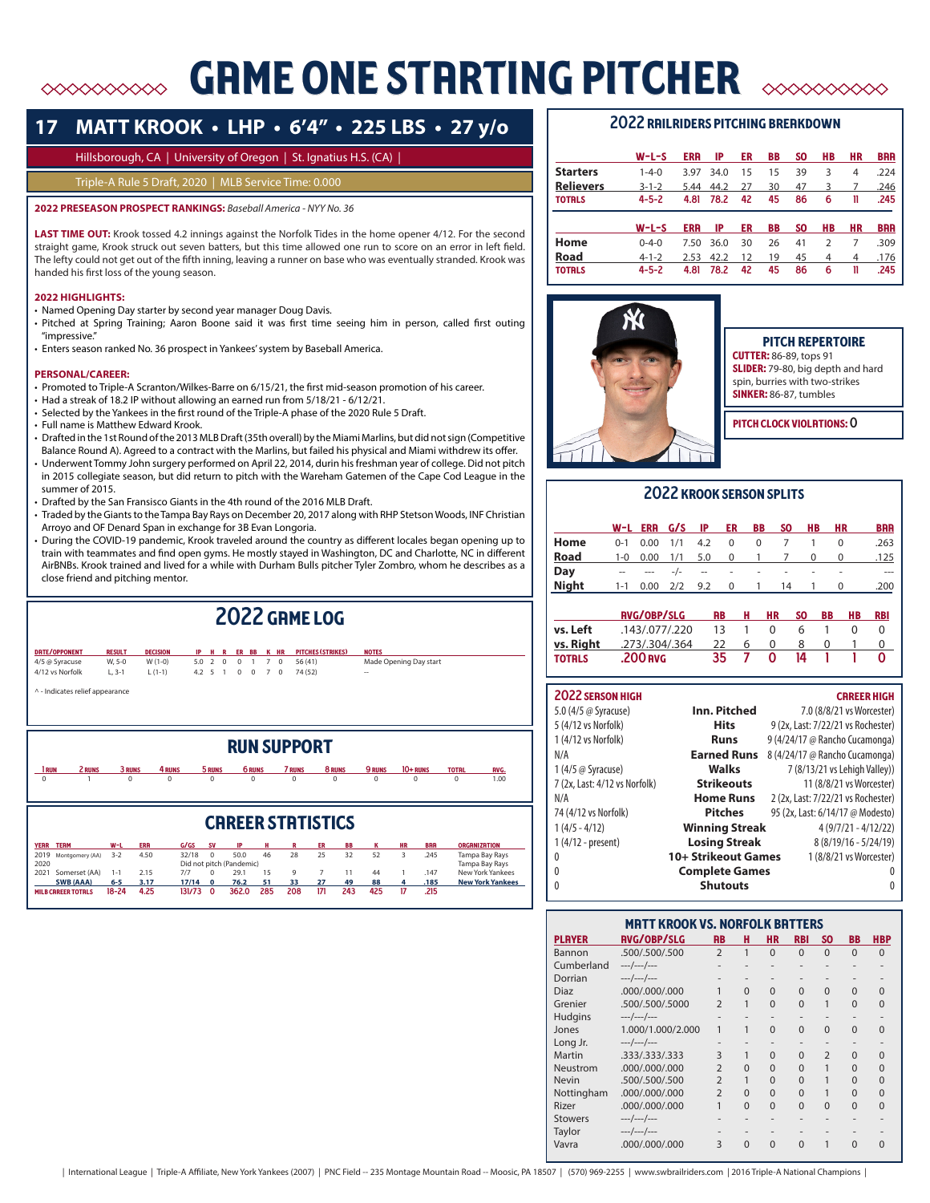# GAME ONE STARTING PITCHER

## 17 MATT KROOK • LHP • 6'4" • 225 LBS • 27 y/o

Hillsborough, CA | University of Oregon | St. Ignatius H.S. (CA) |

Triple-A Rule 5 Draft, 2020 | MLB Service Time: 0.000

**2022 PRESEASON PROSPECT RANKINGS:** *Baseball America - NYY No. 36*

**LAST TIME OUT:** Krook tossed 4.2 innings against the Norfolk Tides in the home opener 4/12. For the second straight game, Krook struck out seven batters, but this time allowed one run to score on an error in left field. The lefty could not get out of the fifth inning, leaving a runner on base who was eventually stranded. Krook was handed his first loss of the young season.

**2022 HIGHLIGHTS:**
- Named Opening Day starter by second year manager Doug Davis.
- Pitched at Spring Training; Aaron Boone said it was first time seeing him in person, called first outing "impressive."
- Enters season ranked No. 36 prospect in Yankees' system by Baseball America.

**PERSONAL/CAREER:**
- Promoted to Triple-A Scranton/Wilkes-Barre on 6/15/21, the first mid-season promotion of his career.
- Had a streak of 18.2 IP without allowing an earned run from 5/18/21 - 6/12/21.
- Selected by the Yankees in the first round of the Triple-A phase of the 2020 Rule 5 Draft.
- Full name is Matthew Edward Krook.
- Drafted in the 1st Round of the 2013 MLB Draft (35th overall) by the Miami Marlins, but did not sign (Competitive Balance Round A). Agreed to a contract with the Marlins, but failed his physical and Miami withdrew its offer.
- Underwent Tommy John surgery performed on April 22, 2014, durin his freshman year of college. Did not pitch in 2015 collegiate season, but did return to pitch with the Wareham Gatemen of the Cape Cod League in the summer of 2015.
- Drafted by the San Fransisco Giants in the 4th round of the 2016 MLB Draft.
- Traded by the Giants to the Tampa Bay Rays on December 20, 2017 along with RHP Stetson Woods, INF Christian Arroyo and OF Denard Span in exchange for 3B Evan Longoria.
- During the COVID-19 pandemic, Krook traveled around the country as different locales began opening up to train with teammates and find open gyms. He mostly stayed in Washington, DC and Charlotte, NC in different AirBNBs. Krook trained and lived for a while with Durham Bulls pitcher Tyler Zombro, whom he describes as a close friend and pitching mentor.

## 2022 GAME LOG

| DATE/OPPONENT | RESULT | DECISION | IP | H | R | ER | BB | K | HR | PITCHES (STRIKES) | NOTES |
|---|---|---|---|---|---|---|---|---|---|---|---|
| 4/5 @ Syracuse | W, 5-0 | W (1-0) | 5.0 | 2 | 0 | 0 | 1 | 7 | 0 | 56 (41) | Made Opening Day start |
| 4/12 vs Norfolk | L, 3-1 | L (1-1) | 4.2 | 5 | 1 | 0 | 0 | 7 | 0 | 74 (52) | -- |

^ - Indicates relief appearance

## RUN SUPPORT

| 1 RUN | 2 RUNS | 3 RUNS | 4 RUNS | 5 RUNS | 6 RUNS | 7 RUNS | 8 RUNS | 9 RUNS | 10+ RUNS | TOTAL | AVG. |
|---|---|---|---|---|---|---|---|---|---|---|---|
| 0 | 1 | 0 | 0 | 0 | 0 | 0 | 0 | 0 | 0 | 0 | 1.00 |

## CAREER STATISTICS

| YEAR | TEAM | W-L | ERA | G/GS | SV | IP | H | R | ER | BB | K | HR | BAA | ORGANIZATION |
|---|---|---|---|---|---|---|---|---|---|---|---|---|---|---|
| 2019 | Montgomery (AA) | 3-2 | 4.50 | 32/18 | 0 | 50.0 | 46 | 28 | 25 | 32 | 52 | 3 | .245 | Tampa Bay Rays |
| 2020 | | Did not pitch (Pandemic) | | | | | | | | | | | | Tampa Bay Rays |
| 2021 | Somerset (AA) | 1-1 | 2.15 | 7/7 | 0 | 29.1 | 15 | 9 | 7 | 11 | 44 | 1 | .147 | New York Yankees |
| | **SWB (AAA)** | **6-5** | **3.17** | **17/14** | **0** | **76.2** | **51** | **33** | **27** | **49** | **88** | **4** | **.185** | **New York Yankees** |
| **MILB CAREER TOTALS** | | **18-24** | **4.25** | **131/73** | **0** | **362.0** | **285** | **208** | **171** | **243** | **425** | **17** | **.215** | |

## 2022 RAILRIDERS PITCHING BREAKDOWN

| | W-L-S | ERA | IP | ER | BB | SO | HB | HR | BAA |
|---|---|---|---|---|---|---|---|---|---|
| **Starters** | 1-4-0 | 3.97 | 34.0 | 15 | 15 | 39 | 3 | 4 | .224 |
| **Relievers** | 3-1-2 | 5.44 | 44.2 | 27 | 30 | 47 | 3 | 7 | .246 |
| **TOTALS** | **4-5-2** | **4.81** | **78.2** | **42** | **45** | **86** | **6** | **11** | **.245** |

| | W-L-S | ERA | IP | ER | BB | SO | HB | HR | BAA |
|---|---|---|---|---|---|---|---|---|---|
| **Home** | 0-4-0 | 7.50 | 36.0 | 30 | 26 | 41 | 2 | 7 | .309 |
| **Road** | 4-1-2 | 2.53 | 42.2 | 12 | 19 | 45 | 4 | 4 | .176 |
| **TOTALS** | **4-5-2** | **4.81** | **78.2** | **42** | **45** | **86** | **6** | **11** | **.245** |

### PITCH REPERTOIRE

**CUTTER:** 86-89, tops 91
**SLIDER:** 79-80, big depth and hard spin, burries with two-strikes
**SINKER:** 86-87, tumbles

**PITCH CLOCK VIOLATIONS: 0**

## 2022 KROOK SEASON SPLITS

| | W-L | ERA | G/S | IP | ER | BB | SO | HB | HR | BAA |
|---|---|---|---|---|---|---|---|---|---|---|
| **Home** | 0-1 | 0.00 | 1/1 | 4.2 | 0 | 0 | 7 | 1 | 0 | .263 |
| **Road** | 1-0 | 0.00 | 1/1 | 5.0 | 0 | 1 | 7 | 0 | 0 | .125 |
| **Day** | -- | --- | -/- | -- | - | - | - | - | - | --- |
| **Night** | 1-1 | 0.00 | 2/2 | 9.2 | 0 | 1 | 14 | 1 | 0 | .200 |

| | AVG/OBP/SLG | AB | H | HR | SO | BB | HB | RBI |
|---|---|---|---|---|---|---|---|---|
| **vs. Left** | .143/.077/.220 | 13 | 1 | 0 | 6 | 1 | 0 | 0 |
| **vs. Right** | .273/.304/.364 | 22 | 6 | 0 | 8 | 0 | 1 | 0 |
| **TOTALS** | **.200 AVG** | **35** | **7** | **0** | **14** | **1** | **1** | **0** |

| 2022 SEASON HIGH | | CAREER HIGH |
|---|---|---|
| 5.0 (4/5 @ Syracuse) | **Inn. Pitched** | 7.0 (8/8/21 vs Worcester) |
| 5 (4/12 vs Norfolk) | **Hits** | 9 (2x, Last: 7/22/21 vs Rochester) |
| 1 (4/12 vs Norfolk) | **Runs** | 9 (4/24/17 @ Rancho Cucamonga) |
| N/A | **Earned Runs** | 8 (4/24/17 @ Rancho Cucamonga) |
| 1 (4/5 @ Syracuse) | **Walks** | 7 (8/13/21 vs Lehigh Valley)) |
| 7 (2x, Last: 4/12 vs Norfolk) | **Strikeouts** | 11 (8/8/21 vs Worcester) |
| N/A | **Home Runs** | 2 (2x, Last: 7/22/21 vs Rochester) |
| 74 (4/12 vs Norfolk) | **Pitches** | 95 (2x, Last: 6/14/17 @ Modesto) |
| 1 (4/5 - 4/12) | **Winning Streak** | 4 (9/7/21 - 4/12/22) |
| 1 (4/12 - present) | **Losing Streak** | 8 (8/19/16 - 5/24/19) |
| 0 | **10+ Strikeout Games** | 1 (8/8/21 vs Worcester) |
| 0 | **Complete Games** | 0 |
| 0 | **Shutouts** | 0 |

## MATT KROOK VS. NORFOLK BATTERS

| PLAYER | AVG/OBP/SLG | AB | H | HR | RBI | SO | BB | HBP |
|---|---|---|---|---|---|---|---|---|
| Bannon | .500/.500/.500 | 2 | 1 | 0 | 0 | 0 | 0 | 0 |
| Cumberland | ---/---/--- | - | - | - | - | - | - | - |
| Dorrian | ---/---/--- | - | - | - | - | - | - | - |
| Diaz | .000/.000/.000 | 1 | 0 | 0 | 0 | 0 | 0 | 0 |
| Grenier | .500/.500/.5000 | 2 | 1 | 0 | 0 | 1 | 0 | 0 |
| Hudgins | ---/---/--- | - | - | - | - | - | - | - |
| Jones | 1.000/1.000/2.000 | 1 | 1 | 0 | 0 | 0 | 0 | 0 |
| Long Jr. | ---/---/--- | - | - | - | - | - | - | - |
| Martin | .333/.333/.333 | 3 | 1 | 0 | 0 | 2 | 0 | 0 |
| Neustrom | .000/.000/.000 | 2 | 0 | 0 | 0 | 1 | 0 | 0 |
| Nevin | .500/.500/.500 | 2 | 1 | 0 | 0 | 1 | 0 | 0 |
| Nottingham | .000/.000/.000 | 2 | 0 | 0 | 0 | 1 | 0 | 0 |
| Rizer | .000/.000/.000 | 1 | 0 | 0 | 0 | 0 | 0 | 0 |
| Stowers | ---/---/--- | - | - | - | - | - | - | - |
| Taylor | ---/---/--- | - | - | - | - | - | - | - |
| Vavra | .000/.000/.000 | 3 | 0 | 0 | 0 | 1 | 0 | 0 |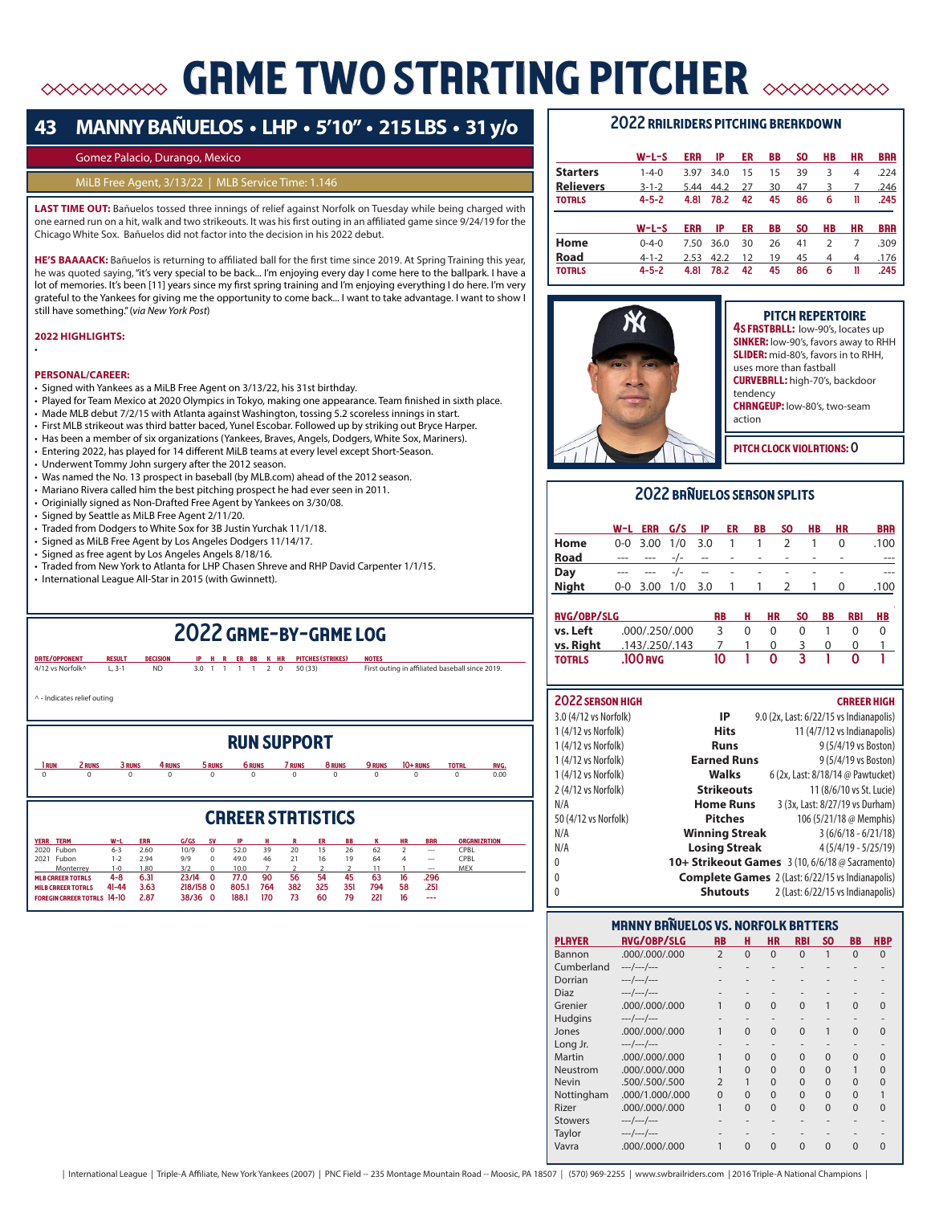# GAME TWO STARTING PITCHER

## 43 MANNY BAÑUELOS • LHP • 5'10" • 215 LBS • 31 y/o

Gomez Palacio, Durango, Mexico

MiLB Free Agent, 3/13/22 | MLB Service Time: 1.146

**LAST TIME OUT:** Bañuelos tossed three innings of relief against Norfolk on Tuesday while being charged with one earned run on a hit, walk and two strikeouts. It was his first outing in an affiliated game since 9/24/19 for the Chicago White Sox. Bañuelos did not factor into the decision in his 2022 debut.

**HE'S BAAAACK:** Bañuelos is returning to affiliated ball for the first time since 2019. At Spring Training this year, he was quoted saying, "it's very special to be back... I'm enjoying every day I come here to the ballpark. I have a lot of memories. It's been [11] years since my first spring training and I'm enjoying everything I do here. I'm very grateful to the Yankees for giving me the opportunity to come back... I want to take advantage. I want to show I still have something." (*via New York Post*)

**2022 HIGHLIGHTS:**

•

**PERSONAL/CAREER:**

- Signed with Yankees as a MiLB Free Agent on 3/13/22, his 31st birthday.
- Played for Team Mexico at 2020 Olympics in Tokyo, making one appearance. Team finished in sixth place.
- Made MLB debut 7/2/15 with Atlanta against Washington, tossing 5.2 scoreless innings in start.
- First MLB strikeout was third batter baced, Yunel Escobar. Followed up by striking out Bryce Harper.
- Has been a member of six organizations (Yankees, Braves, Angels, Dodgers, White Sox, Mariners).
- Entering 2022, has played for 14 different MiLB teams at every level except Short-Season.
- Underwent Tommy John surgery after the 2012 season.
- Was named the No. 13 prospect in baseball (by MLB.com) ahead of the 2012 season.
- Mariano Rivera called him the best pitching prospect he had ever seen in 2011.
- Originially signed as Non-Drafted Free Agent by Yankees on 3/30/08.
- Signed by Seattle as MiLB Free Agent 2/11/20.
- Traded from Dodgers to White Sox for 3B Justin Yurchak 11/1/18.
- Signed as MiLB Free Agent by Los Angeles Dodgers 11/14/17.
- Signed as free agent by Los Angeles Angels 8/18/16.
- Traded from New York to Atlanta for LHP Chasen Shreve and RHP David Carpenter 1/1/15.
- International League All-Star in 2015 (with Gwinnett).

## 2022 GAME-BY-GAME LOG

| DATE/OPPONENT | RESULT | DECISION | IP | H | R | ER | BB | K | HR | PITCHES (STRIKES) | NOTES |
|---|---|---|---|---|---|---|---|---|---|---|---|
| 4/12 vs Norfolk^ | L, 3-1 | ND | 3.0 | 1 | 1 | 1 | 1 | 2 | 0 | 50 (33) | First outing in affiliated baseball since 2019. |

^ - Indicates relief outing

## RUN SUPPORT

| 1 RUN | 2 RUNS | 3 RUNS | 4 RUNS | 5 RUNS | 6 RUNS | 7 RUNS | 8 RUNS | 9 RUNS | 10+ RUNS | TOTAL | AVG. |
|---|---|---|---|---|---|---|---|---|---|---|---|
| 0 | 0 | 0 | 0 | 0 | 0 | 0 | 0 | 0 | 0 | 0 | 0.00 |

## CAREER STATISTICS

| YEAR | TEAM | W-L | ERA | G/GS | SV | IP | H | R | ER | BB | K | HR | BAA | ORGANIZATION |
|---|---|---|---|---|---|---|---|---|---|---|---|---|---|---|
| 2020 | Fubon | 6-3 | 2.60 | 10/9 | 0 | 52.0 | 39 | 20 | 15 | 26 | 62 | 2 | --- | CPBL |
| 2021 | Fubon | 1-2 | 2.94 | 9/9 | 0 | 49.0 | 46 | 21 | 16 | 19 | 64 | 4 | --- | CPBL |
| | Monterrey | 1-0 | 1.80 | 3/2 | 0 | 10.0 | 7 | 2 | 2 | 2 | 11 | 1 | --- | MEX |
| **MLB CAREER TOTALS** | | **4-8** | **6.31** | **23/14** | **0** | **77.0** | **90** | **56** | **54** | **45** | **63** | **16** | **.296** | |
| **MILB CAREER TOTALS** | | **41-44** | **3.63** | **218/158** | **0** | **805.1** | **764** | **382** | **325** | **351** | **794** | **58** | **.251** | |
| **FOREGIN CAREER TOTALS** | | **14-10** | **2.87** | **38/36** | **0** | **188.1** | **170** | **73** | **60** | **79** | **221** | **16** | **---** | |

## 2022 RAILRIDERS PITCHING BREAKDOWN

| | W-L-S | ERA | IP | ER | BB | SO | HB | HR | BAA |
|---|---|---|---|---|---|---|---|---|---|
| **Starters** | 1-4-0 | 3.97 | 34.0 | 15 | 15 | 39 | 3 | 4 | .224 |
| **Relievers** | 3-1-2 | 5.44 | 44.2 | 27 | 30 | 47 | 3 | 7 | .246 |
| **TOTALS** | **4-5-2** | **4.81** | **78.2** | **42** | **45** | **86** | **6** | **11** | **.245** |

| | W-L-S | ERA | IP | ER | BB | SO | HB | HR | BAA |
|---|---|---|---|---|---|---|---|---|---|
| **Home** | 0-4-0 | 7.50 | 36.0 | 30 | 26 | 41 | 2 | 7 | .309 |
| **Road** | 4-1-2 | 2.53 | 42.2 | 12 | 19 | 45 | 4 | 4 | .176 |
| **TOTALS** | **4-5-2** | **4.81** | **78.2** | **42** | **45** | **86** | **6** | **11** | **.245** |

## PITCH REPERTOIRE

**4S FASTBALL:** low-90's, locates up
**SINKER:** low-90's, favors away to RHH
**SLIDER:** mid-80's, favors in to RHH, uses more than fastball
**CURVEBALL:** high-70's, backdoor tendency
**CHANGEUP:** low-80's, two-seam action

**PITCH CLOCK VIOLATIONS: 0**

## 2022 BAÑUELOS SEASON SPLITS

| | W-L | ERA | G/S | IP | ER | BB | SO | HB | HR | BAA |
|---|---|---|---|---|---|---|---|---|---|---|
| **Home** | 0-0 | 3.00 | 1/0 | 3.0 | 1 | 1 | 2 | 1 | 0 | .100 |
| **Road** | --- | --- | -/- | -- | - | - | - | - | - | --- |
| **Day** | --- | --- | -/- | -- | - | - | - | - | - | --- |
| **Night** | 0-0 | 3.00 | 1/0 | 3.0 | 1 | 1 | 2 | 1 | 0 | .100 |

| AVG/OBP/SLG | | AB | H | HR | SO | BB | RBI | HB |
|---|---|---|---|---|---|---|---|---|
| **vs. Left** | .000/.250/.000 | 3 | 0 | 0 | 0 | 1 | 0 | 0 |
| **vs. Right** | .143/.250/.143 | 7 | 1 | 0 | 3 | 0 | 0 | 1 |
| **TOTALS** | **.100 AVG** | **10** | **1** | **0** | **3** | **1** | **0** | **1** |

| 2022 SEASON HIGH | | CAREER HIGH |
|---|---|---|
| 3.0 (4/12 vs Norfolk) | **IP** | 9.0 (2x, Last: 6/22/15 vs Indianapolis) |
| 1 (4/12 vs Norfolk) | **Hits** | 11 (4/7/12 vs Indianapolis) |
| 1 (4/12 vs Norfolk) | **Runs** | 9 (5/4/19 vs Boston) |
| 1 (4/12 vs Norfolk) | **Earned Runs** | 9 (5/4/19 vs Boston) |
| 1 (4/12 vs Norfolk) | **Walks** | 6 (2x, Last: 8/18/14 @ Pawtucket) |
| 2 (4/12 vs Norfolk) | **Strikeouts** | 11 (8/6/10 vs St. Lucie) |
| N/A | **Home Runs** | 3 (3x, Last: 8/27/19 vs Durham) |
| 50 (4/12 vs Norfolk) | **Pitches** | 106 (5/21/18 @ Memphis) |
| N/A | **Winning Streak** | 3 (6/6/18 - 6/21/18) |
| N/A | **Losing Streak** | 4 (5/4/19 - 5/25/19) |
| 0 | **10+ Strikeout Games** | 3 (10, 6/6/18 @ Sacramento) |
| 0 | **Complete Games** | 2 (Last: 6/22/15 vs Indianapolis) |
| 0 | **Shutouts** | 2 (Last: 6/22/15 vs Indianapolis) |

## MANNY BAÑUELOS VS. NORFOLK BATTERS

| PLAYER | AVG/OBP/SLG | AB | H | HR | RBI | SO | BB | HBP |
|---|---|---|---|---|---|---|---|---|
| Bannon | .000/.000/.000 | 2 | 0 | 0 | 0 | 1 | 0 | 0 |
| Cumberland | ---/---/--- | - | - | - | - | - | - | - |
| Dorrian | ---/---/--- | - | - | - | - | - | - | - |
| Diaz | ---/---/--- | - | - | - | - | - | - | - |
| Grenier | .000/.000/.000 | 1 | 0 | 0 | 0 | 1 | 0 | 0 |
| Hudgins | ---/---/--- | - | - | - | - | - | - | - |
| Jones | .000/.000/.000 | 1 | 0 | 0 | 0 | 1 | 0 | 0 |
| Long Jr. | ---/---/--- | - | - | - | - | - | - | - |
| Martin | .000/.000/.000 | 1 | 0 | 0 | 0 | 0 | 0 | 0 |
| Neustrom | .000/.000/.000 | 1 | 0 | 0 | 0 | 0 | 1 | 0 |
| Nevin | .500/.500/.500 | 2 | 1 | 0 | 0 | 0 | 0 | 0 |
| Nottingham | .000/1.000/.000 | 0 | 0 | 0 | 0 | 0 | 0 | 1 |
| Rizer | .000/.000/.000 | 1 | 0 | 0 | 0 | 0 | 0 | 0 |
| Stowers | ---/---/--- | - | - | - | - | - | - | - |
| Taylor | ---/---/--- | - | - | - | - | - | - | - |
| Vavra | .000/.000/.000 | 1 | 0 | 0 | 0 | 0 | 0 | 0 |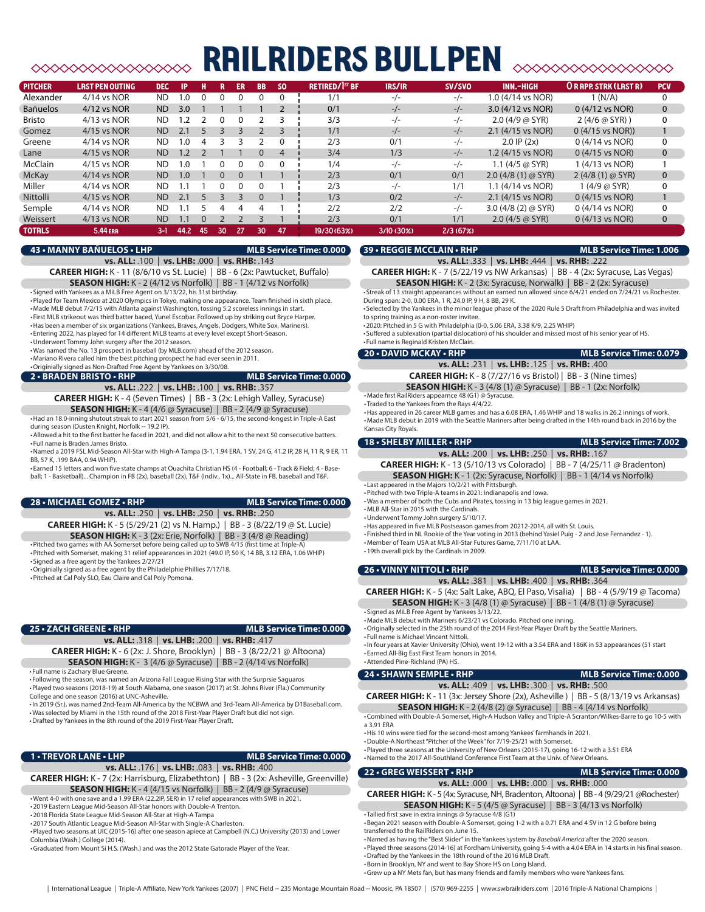# RAILRIDERS BULLPEN

| PITCHER | LAST PEN OUTING | DEC | IP | H | R | ER | BB | SO | RETIRED/1ST BF | IRS/IR | SV/SVO | INN.-HIGH | O R APP. STRK (LAST R) | PCV |
|---|---|---|---|---|---|---|---|---|---|---|---|---|---|---|
| Alexander | 4/14 vs NOR | ND | 1.0 | 0 | 0 | 0 | 0 | 0 | 1/1 | -/- | -/- | 1.0 (4/14 vs NOR) | 1 (N/A) | 0 |
| Bañuelos | 4/12 vs NOR | ND | 3.0 | 1 | 1 | 1 | 1 | 2 | 0/1 | -/- | -/- | 3.0 (4/12 vs NOR) | 0 (4/12 vs NOR) | 0 |
| Bristo | 4/13 vs NOR | ND | 1.2 | 2 | 0 | 0 | 2 | 3 | 3/3 | -/- | -/- | 2.0 (4/9 @ SYR) | 2 (4/6 @ SYR) ) | 0 |
| Gomez | 4/15 vs NOR | ND | 2.1 | 5 | 3 | 3 | 2 | 3 | 1/1 | -/- | -/- | 2.1 (4/15 vs NOR) | 0 (4/15 vs NOR)) | 1 |
| Greene | 4/14 vs NOR | ND | 1.0 | 4 | 3 | 3 | 2 | 0 | 2/3 | 0/1 | -/- | 2.0 IP (2x) | 0 (4/14 vs NOR) | 0 |
| Lane | 4/15 vs NOR | ND | 1.2 | 2 | 1 | 1 | 0 | 4 | 3/4 | 1/3 | -/- | 1.2 (4/15 vs NOR) | 0 (4/15 vs NOR) | 0 |
| McClain | 4/15 vs NOR | ND | 1.0 | 1 | 0 | 0 | 0 | 0 | 1/4 | -/- | -/- | 1.1 (4/5 @ SYR) | 1 (4/13 vs NOR) | 1 |
| McKay | 4/14 vs NOR | ND | 1.0 | 1 | 0 | 0 | 1 | 1 | 2/3 | 0/1 | 0/1 | 2.0 (4/8 (1) @ SYR) | 2 (4/8 (1) @ SYR) | 0 |
| Miller | 4/14 vs NOR | ND | 1.1 | 1 | 0 | 0 | 0 | 1 | 2/3 | -/- | 1/1 | 1.1 (4/14 vs NOR) | 1 (4/9 @ SYR) | 0 |
| Nittolli | 4/15 vs NOR | ND | 2.1 | 5 | 3 | 3 | 0 | 1 | 1/3 | 0/2 | -/- | 2.1 (4/15 vs NOR) | 0 (4/15 vs NOR) | 1 |
| Semple | 4/14 vs NOR | ND | 1.1 | 5 | 4 | 4 | 4 | 1 | 2/2 | 2/2 | -/- | 3.0 (4/8 (2) @ SYR) | 0 (4/14 vs NOR) | 0 |
| Weissert | 4/13 vs NOR | ND | 1.1 | 0 | 2 | 2 | 3 | 1 | 2/3 | 0/1 | 1/1 | 2.0 (4/5 @ SYR) | 0 (4/13 vs NOR) | 0 |
| **TOTALS** | **5.44 ERA** | **3-1** | **44.2** | **45** | **30** | **27** | **30** | **47** | **19/30 (63%)** | **3/10 (30%)** | **2/3 (67%)** | | | |

## 43 • MANNY BAÑUELOS • LHP — MLB Service Time: 0.000

**vs. ALL:** .100 | **vs. LHB:** .000 | **vs. RHB:** .143

**CAREER HIGH:** K - 11 (8/6/10 vs St. Lucie) | BB - 6 (2x: Pawtucket, Buffalo)

**SEASON HIGH:** K - 2 (4/12 vs Norfolk) | BB - 1 (4/12 vs Norfolk)

- Signed with Yankees as a MiLB Free Agent on 3/13/22, his 31st birthday.
- Played for Team Mexico at 2020 Olympics in Tokyo, making one appearance. Team finished in sixth place.
- Made MLB debut 7/2/15 with Atlanta against Washington, tossing 5.2 scoreless innings in start.
- First MLB strikeout was third batter baced, Yunel Escobar. Followed up by striking out Bryce Harper.
- Has been a member of six organizations (Yankees, Braves, Angels, Dodgers, White Sox, Mariners).
- Entering 2022, has played for 14 different MiLB teams at every level except Short-Season.
- Underwent Tommy John surgery after the 2012 season.
- Was named the No. 13 prospect in baseball (by MLB.com) ahead of the 2012 season.
- Mariano Rivera called him the best pitching prospect he had ever seen in 2011.
- Originially signed as Non-Drafted Free Agent by Yankees on 3/30/08.

## 2 • BRADEN BRISTO • RHP — MLB Service Time: 0.000

**vs. ALL:** .222 | **vs. LHB:** .100 | **vs. RHB:** .357

**CAREER HIGH:** K - 4 (Seven Times) | BB - 3 (2x: Lehigh Valley, Syracuse)

**SEASON HIGH:** K - 4 (4/6 @ Syracuse) | BB - 2 (4/9 @ Syracuse)

- Had an 18.0-inning shutout streak to start 2021 season from 5/6 - 6/15, the second-longest in Triple-A East during season (Dusten Knight, Norfolk -- 19.2 IP).
- Allowed a hit to the first batter he faced in 2021, and did not allow a hit to the next 50 consecutive batters.
- Full name is Braden James Bristo.
- Named a 2019 FSL Mid-Season All-Star with High-A Tampa (3-1, 1.94 ERA, 1 SV, 24 G, 41.2 IP, 28 H, 11 R, 9 ER, 11 BB, 57 K, .199 BAA, 0.94 WHIP).
- Earned 15 letters and won five state champs at Ouachita Christian HS (4 - Football; 6 - Track & Field; 4 - Baseball; 1 - Basketball)... Champion in FB (2x), baseball (2x), T&F (Indiv., 1x)... All-State in FB, baseball and T&F.

## 28 • MICHAEL GOMEZ • RHP — MLB Service Time: 0.000

**vs. ALL:** .250 | **vs. LHB:** .250 | **vs. RHB:** .250

**CAREER HIGH:** K - 5 (5/29/21 (2) vs N. Hamp.) | BB - 3 (8/22/18 @ St. Lucie)

**SEASON HIGH:** K - 3 (2x: Erie, Norfolk) | BB - 3 (4/8 @ Reading)

- Pitched two games with AA Somerset before being called up to SWB 4/15 (first time at Triple-A)
- Pitched with Somerset, making 31 relief appearances in 2021 (49.0 IP, 50 K, 14 BB, 3.12 ERA, 1.06 WHIP)
- Signed as a free agent by the Yankees 2/27/21
- Originially signed as a free agent by the Philadelphie Phillies 7/17/18.
- Pitched at Cal Poly SLO, Eau Claire and Cal Poly Pomona.

## 25 • ZACH GREENE • RHP — MLB Service Time: 0.000

**vs. ALL:** .318 | **vs. LHB:** .200 | **vs. RHB:** .417

**CAREER HIGH:** K - 6 (2x: J. Shore, Brooklyn) | BB - 3 (8/22/21 @ Altoona)

**SEASON HIGH:** K - 3 (4/6 @ Syracuse) | BB - 2 (4/14 vs Norfolk)

- Full name is Zachary Blue Greene.
- Following the season, was named an Arizona Fall League Rising Star with the Surprsie Saguaros
- Played two seasons (2018-19) at South Alabama, one season (2017) at St. Johns River (Fla.) Community College and one season (2016) at UNC-Asheville.
- In 2019 (Sr.), was named 2nd-Team All-America by the NCBWA and 3rd-Team All-America by D1Baseball.com.
- Was selected by Miami in the 15th round of the 2018 First-Year Player Draft but did not sign.
- Drafted by Yankees in the 8th round of the 2019 First-Year Player Draft.

## 1 • TREVOR LANE • LHP — MLB Service Time: 0.000

**vs. ALL:** .176 | **vs. LHB:** .083 | **vs. RHB:** .400

**CAREER HIGH:** K - 7 (2x: Harrisburg, Elizabethton) | BB - 3 (2x: Asheville, Greenville)

**SEASON HIGH:** K - 4 (4/15 vs Norfolk) | BB - 2 (4/9 @ Syracuse)

- Went 4-0 with one save and a 1.99 ERA (22.2IP, 5ER) in 17 relief appearances with SWB in 2021.
- 2019 Eastern League Mid-Season All-Star honors with Double-A Trenton.
- 2018 Florida State League Mid-Season All-Star at High-A Tampa
- 2017 South Atlantic League Mid-Season All-Star with Single-A Charleston.
- Played two seasons at UIC (2015-16) after one season apiece at Campbell (N.C.) University (2013) and Lower Columbia (Wash.) College (2014).
- Graduated from Mount Si H.S. (Wash.) and was the 2012 State Gatorade Player of the Year.

## 39 • REGGIE MCCLAIN • RHP — MLB Service Time: 1.006

**vs. ALL:** .333 | **vs. LHB:** .444 | **vs. RHB:** .222

**CAREER HIGH:** K - 7 (5/22/19 vs NW Arkansas) | BB - 4 (2x: Syracuse, Las Vegas)

**SEASON HIGH:** K - 2 (3x: Syracuse, Norwalk) | BB - 2 (2x: Syracuse)

- Streak of 13 straight appearances without an earned run allowed since 6/4/21 ended on 7/24/21 vs Rochester. During span: 2-0, 0.00 ERA, 1 R, 24.0 IP, 9 H, 8 BB, 29 K.
- Selected by the Yankees in the minor league phase of the 2020 Rule 5 Draft from Philadelphia and was invited to spring training as a non-roster invitee.
- 2020: Pitched in 5 G with Philadelphia (0-0, 5.06 ERA, 3.38 K/9, 2.25 WHIP)
- Suffered a sublexation (partial dislocation) of his shoulder and missed most of his senior year of HS.
- Full name is Reginald Kristen McClain.

## 20 • DAVID MCKAY • RHP — MLB Service Time: 0.079

**vs. ALL:** .231 | **vs. LHB:** .125 | **vs. RHB:** .400

**CAREER HIGH:** K - 8 (7/27/16 vs Bristol) | BB - 3 (Nine times)

**SEASON HIGH:** K - 3 (4/8 (1) @ Syracuse) | BB - 1 (2x: Norfolk)

- Made first RailRiders appearnce 48 (G1) @ Syracuse.
- Traded to the Yankees from the Rays 4/4/22.
- Has appeared in 26 career MLB games and has a 6.08 ERA, 1.46 WHIP and 18 walks in 26.2 innings of work.
- Made MLB debut in 2019 with the Seattle Mariners after being drafted in the 14th round back in 2016 by the Kansas City Royals.

## 18 • SHELBY MILLER • RHP — MLB Service Time: 7.002

**vs. ALL:** .200 | **vs. LHB:** .250 | **vs. RHB:** .167

**CAREER HIGH:** K - 13 (5/10/13 vs Colorado) | BB - 7 (4/25/11 @ Bradenton)

**SEASON HIGH:** K - 1 (2x: Syracuse, Norfolk) | BB - 1 (4/14 vs Norfolk)

- Last appeared in the Majors 10/2/21 with Pittsburgh.
- Pitched with two Triple-A teams in 2021: Indianapolis and Iowa.
- Was a member of both the Cubs and Pirates, tossing in 13 big league games in 2021.
- MLB All-Star in 2015 with the Cardinals.
- Underwent Tommy John surgery 5/10/17.
- Has appeared in five MLB Postseason games from 20212-2014, all with St. Louis.
- Finished third in NL Rookie of the Year voting in 2013 (behind Yasiel Puig - 2 and Jose Fernandez - 1).
- Member of Team USA at MLB All-Star Futures Game, 7/11/10 at LAA.
- 19th overall pick by the Cardinals in 2009.

## 26 • VINNY NITTOLI • RHP — MLB Service Time: 0.000

**vs. ALL:** .381 | **vs. LHB:** .400 | **vs. RHB:** .364

**CAREER HIGH:** K - 5 (4x: Salt Lake, ABQ, El Paso, Visalia) | BB - 4 (5/9/19 @ Tacoma)

**SEASON HIGH:** K - 3 (4/8 (1) @ Syracuse) | BB - 1 (4/8 (1) @ Syracuse)

- Signed as MiLB Free Agent by Yankees 3/13/22.
- Made MLB debut with Mariners 6/23/21 vs Colorado. Pitched one inning.
- Originally selected in the 25th round of the 2014 First-Year Player Draft by the Seattle Mariners.
- Full name is Michael Vincent Nittoli.
- In four years at Xavier University (Ohio), went 19-12 with a 3.54 ERA and 186K in 53 appearances (51 start
- Earned All-Big East First Team honors in 2014.
- Attended Pine-Richland (PA) HS.

## 24 • SHAWN SEMPLE • RHP — MLB Service Time: 0.000

**vs. ALL:** .409 | **vs. LHB:** .300 | **vs. RHB:** .500

**CAREER HIGH:** K - 11 (3x: Jersey Shore (2x), Asheville ) | BB - 5 (8/13/19 vs Arkansas)

**SEASON HIGH:** K - 2 (4/8 (2) @ Syracuse) | BB - 4 (4/14 vs Norfolk)

- Combined with Double-A Somerset, High-A Hudson Valley and Triple-A Scranton/Wilkes-Barre to go 10-5 with a 3.91 ERA
- His 10 wins were tied for the second-most among Yankees' farmhands in 2021.
- Double-A Northeast "Pitcher of the Week" for 7/19-25/21 with Somerset.
- Played three seasons at the University of New Orleans (2015-17), going 16-12 with a 3.51 ERA
- Named to the 2017 All-Southland Conference First Team at the Univ. of New Orleans.

## 22 • GREG WEISSERT • RHP — MLB Service Time: 0.000

**vs. ALL:** .000 | **vs. LHB:** .000 | **vs. RHB:** .000

**CAREER HIGH:** K - 5 (4x: Syracuse, NH, Bradenton, Altoona) | BB - 4 (9/29/21 @Rochester)

**SEASON HIGH:** K - 5 (4/5 @ Syracuse) | BB - 3 (4/13 vs Norfolk)

- Tallied first save in extra innings @ Syracuse 4/8 (G1)
- Began 2021 season with Double-A Somerset, going 1-2 with a 0.71 ERA and 4 SV in 12 G before being transferred to the RailRiders on June 15.
- Named as having the "Best Slider" in the Yankees system by *Baseball America* after the 2020 season.
- Played three seasons (2014-16) at Fordham University, going 5-4 with a 4.04 ERA in 14 starts in his final season.
- Drafted by the Yankees in the 18th round of the 2016 MLB Draft.
- Born in Brooklyn, NY and went to Bay Shore HS on Long Island.
- Grew up a NY Mets fan, but has many friends and family members who were Yankees fans.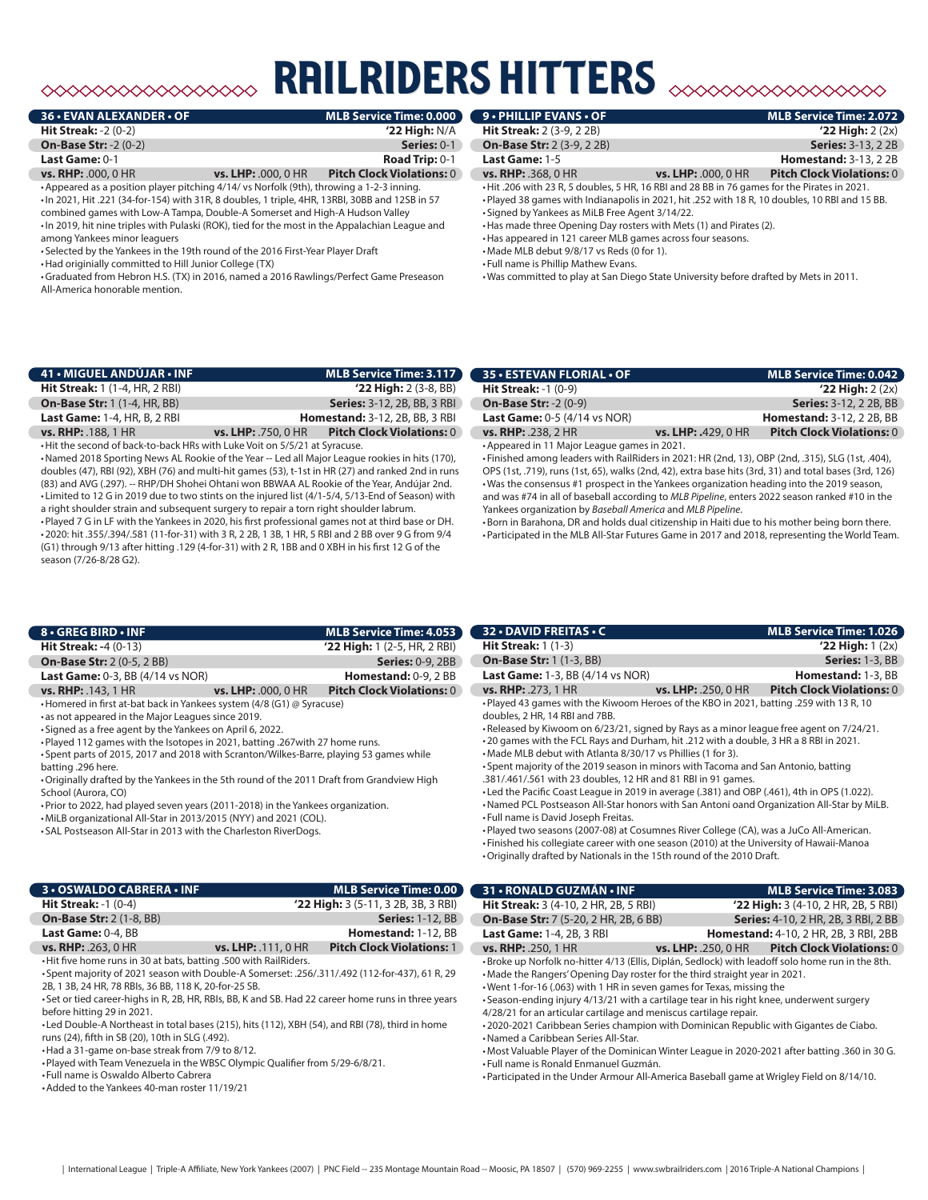# RAILRIDERS HITTERS

## 36 • EVAN ALEXANDER • OF — MLB Service Time: 0.000

**Hit Streak:** -2 (0-2) | **'22 High:** N/A
**On-Base Str:** -2 (0-2) | **Series:** 0-1
**Last Game:** 0-1 | **Road Trip:** 0-1
**vs. RHP:** .000, 0 HR | **vs. LHP:** .000, 0 HR | **Pitch Clock Violations:** 0

- Appeared as a position player pitching 4/14/ vs Norfolk (9th), throwing a 1-2-3 inning.
- In 2021, Hit .221 (34-for-154) with 31R, 8 doubles, 1 triple, 4HR, 13RBI, 30BB and 12SB in 57 combined games with Low-A Tampa, Double-A Somerset and High-A Hudson Valley
- In 2019, hit nine triples with Pulaski (ROK), tied for the most in the Appalachian League and among Yankees minor leaguers
- Selected by the Yankees in the 19th round of the 2016 First-Year Player Draft
- Had originially committed to Hill Junior College (TX)
- Graduated from Hebron H.S. (TX) in 2016, named a 2016 Rawlings/Perfect Game Preseason All-America honorable mention.

## 9 • PHILLIP EVANS • OF — MLB Service Time: 2.072

**Hit Streak:** 2 (3-9, 2 2B) | **'22 High:** 2 (2x)
**On-Base Str:** 2 (3-9, 2 2B) | **Series:** 3-13, 2 2B
**Last Game:** 1-5 | **Homestand:** 3-13, 2 2B
**vs. RHP:** .368, 0 HR | **vs. LHP:** .000, 0 HR | **Pitch Clock Violations:** 0

- Hit .206 with 23 R, 5 doubles, 5 HR, 16 RBI and 28 BB in 76 games for the Pirates in 2021.
- Played 38 games with Indianapolis in 2021, hit .252 with 18 R, 10 doubles, 10 RBI and 15 BB.
- Signed by Yankees as MiLB Free Agent 3/14/22.
- Has made three Opening Day rosters with Mets (1) and Pirates (2).
- Has appeared in 121 career MLB games across four seasons.
- Made MLB debut 9/8/17 vs Reds (0 for 1).
- Full name is Phillip Mathew Evans.
- Was committed to play at San Diego State University before drafted by Mets in 2011.

## 41 • MIGUEL ANDÚJAR • INF — MLB Service Time: 3.117

**Hit Streak:** 1 (1-4, HR, 2 RBI) | **'22 High:** 2 (3-8, BB)
**On-Base Str:** 1 (1-4, HR, BB) | **Series:** 3-12, 2B, BB, 3 RBI
**Last Game:** 1-4, HR, B, 2 RBI | **Homestand:** 3-12, 2B, BB, 3 RBI
**vs. RHP:** .188, 1 HR | **vs. LHP:** .750, 0 HR | **Pitch Clock Violations:** 0

- Hit the second of back-to-back HRs with Luke Voit on 5/5/21 at Syracuse.
- Named 2018 Sporting News AL Rookie of the Year -- Led all Major League rookies in hits (170), doubles (47), RBI (92), XBH (76) and multi-hit games (53), t-1st in HR (27) and ranked 2nd in runs (83) and AVG (.297). -- RHP/DH Shohei Ohtani won BBWAA AL Rookie of the Year, Andújar 2nd.
- Limited to 12 G in 2019 due to two stints on the injured list (4/1-5/4, 5/13-End of Season) with a right shoulder strain and subsequent surgery to repair a torn right shoulder labrum.
- Played 7 G in LF with the Yankees in 2020, his first professional games not at third base or DH.
- 2020: hit .355/.394/.581 (11-for-31) with 3 R, 2 2B, 1 3B, 1 HR, 5 RBI and 2 BB over 9 G from 9/4 (G1) through 9/13 after hitting .129 (4-for-31) with 2 R, 1BB and 0 XBH in his first 12 G of the season (7/26-8/28 G2).

## 35 • ESTEVAN FLORIAL • OF — MLB Service Time: 0.042

**Hit Streak:** -1 (0-9) | **'22 High:** 2 (2x)
**On-Base Str:** -2 (0-9) | **Series:** 3-12, 2 2B, BB
**Last Game:** 0-5 (4/14 vs NOR) | **Homestand:** 3-12, 2 2B, BB
**vs. RHP:** .238, 2 HR | **vs. LHP:** .429, 0 HR | **Pitch Clock Violations:** 0

- Appeared in 11 Major League games in 2021.
- Finished among leaders with RailRiders in 2021: HR (2nd, 13), OBP (2nd, .315), SLG (1st, .404), OPS (1st, .719), runs (1st, 65), walks (2nd, 42), extra base hits (3rd, 31) and total bases (3rd, 126)
- Was the consensus #1 prospect in the Yankees organization heading into the 2019 season, and was #74 in all of baseball according to *MLB Pipeline*, enters 2022 season ranked #10 in the Yankees organization by *Baseball America* and *MLB Pipeline*.
- Born in Barahona, DR and holds dual citizenship in Haiti due to his mother being born there.
- Participated in the MLB All-Star Futures Game in 2017 and 2018, representing the World Team.

## 8 • GREG BIRD • INF — MLB Service Time: 4.053

**Hit Streak:** -4 (0-13) | **'22 High:** 1 (2-5, HR, 2 RBI)
**On-Base Str:** 2 (0-5, 2 BB) | **Series:** 0-9, 2BB
**Last Game:** 0-3, BB (4/14 vs NOR) | **Homestand:** 0-9, 2 BB
**vs. RHP:** .143, 1 HR | **vs. LHP:** .000, 0 HR | **Pitch Clock Violations:** 0

- Homered in first at-bat back in Yankees system (4/8 (G1) @ Syracuse)
- as not appeared in the Major Leagues since 2019.
- Signed as a free agent by the Yankees on April 6, 2022.
- Played 112 games with the Isotopes in 2021, batting .267with 27 home runs.
- Spent parts of 2015, 2017 and 2018 with Scranton/Wilkes-Barre, playing 53 games while batting .296 here.
- Originally drafted by the Yankees in the 5th round of the 2011 Draft from Grandview High School (Aurora, CO)
- Prior to 2022, had played seven years (2011-2018) in the Yankees organization.
- MiLB organizational All-Star in 2013/2015 (NYY) and 2021 (COL).
- SAL Postseason All-Star in 2013 with the Charleston RiverDogs.

## 32 • DAVID FREITAS • C — MLB Service Time: 1.026

**Hit Streak:** 1 (1-3) | **'22 High:** 1 (2x)
**On-Base Str:** 1 (1-3, BB) | **Series:** 1-3, BB
**Last Game:** 1-3, BB (4/14 vs NOR) | **Homestand:** 1-3, BB
**vs. RHP:** .273, 1 HR | **vs. LHP:** .250, 0 HR | **Pitch Clock Violations:** 0

- Played 43 games with the Kiwoom Heroes of the KBO in 2021, batting .259 with 13 R, 10 doubles, 2 HR, 14 RBI and 7BB.
- Released by Kiwoom on 6/23/21, signed by Rays as a minor league free agent on 7/24/21.
- 20 games with the FCL Rays and Durham, hit .212 with a double, 3 HR a 8 RBI in 2021.
- Made MLB debut with Atlanta 8/30/17 vs Phillies (1 for 3).
- Spent majority of the 2019 season in minors with Tacoma and San Antonio, batting .381/.461/.561 with 23 doubles, 12 HR and 81 RBI in 91 games.
- Led the Pacific Coast League in 2019 in average (.381) and OBP (.461), 4th in OPS (1.022).
- Named PCL Postseason All-Star honors with San Antoni oand Organization All-Star by MiLB.
- Full name is David Joseph Freitas.
- Played two seasons (2007-08) at Cosumnes River College (CA), was a JuCo All-American.
- Finished his collegiate career with one season (2010) at the University of Hawaii-Manoa
- Originally drafted by Nationals in the 15th round of the 2010 Draft.

## 3 • OSWALDO CABRERA • INF — MLB Service Time: 0.00

**Hit Streak:** -1 (0-4) | **'22 High:** 3 (5-11, 3 2B, 3B, 3 RBI)
**On-Base Str:** 2 (1-8, BB) | **Series:** 1-12, BB
**Last Game:** 0-4, BB | **Homestand:** 1-12, BB
**vs. RHP:** .263, 0 HR | **vs. LHP:** .111, 0 HR | **Pitch Clock Violations:** 1

- Hit five home runs in 30 at bats, batting .500 with RailRiders.
- Spent majority of 2021 season with Double-A Somerset: .256/.311/.492 (112-for-437), 61 R, 29 2B, 1 3B, 24 HR, 78 RBIs, 36 BB, 118 K, 20-for-25 SB.
- Set or tied career-highs in R, 2B, HR, RBIs, BB, K and SB. Had 22 career home runs in three years before hitting 29 in 2021.
- Led Double-A Northeast in total bases (215), hits (112), XBH (54), and RBI (78), third in home runs (24), fifth in SB (20), 10th in SLG (.492).
- Had a 31-game on-base streak from 7/9 to 8/12.
- Played with Team Venezuela in the WBSC Olympic Qualifier from 5/29-6/8/21.
- Full name is Oswaldo Alberto Cabrera
- Added to the Yankees 40-man roster 11/19/21

## 31 • RONALD GUZMÁN • INF — MLB Service Time: 3.083

**Hit Streak:** 3 (4-10, 2 HR, 2B, 5 RBI) | **'22 High:** 3 (4-10, 2 HR, 2B, 5 RBI)
**On-Base Str:** 7 (5-20, 2 HR, 2B, 6 BB) | **Series:** 4-10, 2 HR, 2B, 3 RBI, 2 BB
**Last Game:** 1-4, 2B, 3 RBI | **Homestand:** 4-10, 2 HR, 2B, 3 RBI, 2BB
**vs. RHP:** .250, 1 HR | **vs. LHP:** .250, 0 HR | **Pitch Clock Violations:** 0

- Broke up Norfolk no-hitter 4/13 (Ellis, Diplán, Sedlock) with leadoff solo home run in the 8th.
- Made the Rangers' Opening Day roster for the third straight year in 2021.
- Went 1-for-16 (.063) with 1 HR in seven games for Texas, missing the
- Season-ending injury 4/13/21 with a cartilage tear in his right knee, underwent surgery 4/28/21 for an articular cartilage and meniscus cartilage repair.
- 2020-2021 Caribbean Series champion with Dominican Republic with Gigantes de Ciabo.
- Named a Caribbean Series All-Star.
- Most Valuable Player of the Dominican Winter League in 2020-2021 after batting .360 in 30 G.
- Full name is Ronald Enmanuel Guzmán.
- Participated in the Under Armour All-America Baseball game at Wrigley Field on 8/14/10.

| International League | Triple-A Affiliate, New York Yankees (2007) | PNC Field -- 235 Montage Mountain Road -- Moosic, PA 18507 | (570) 969-2255 | www.swbrailriders.com | 2016 Triple-A National Champions |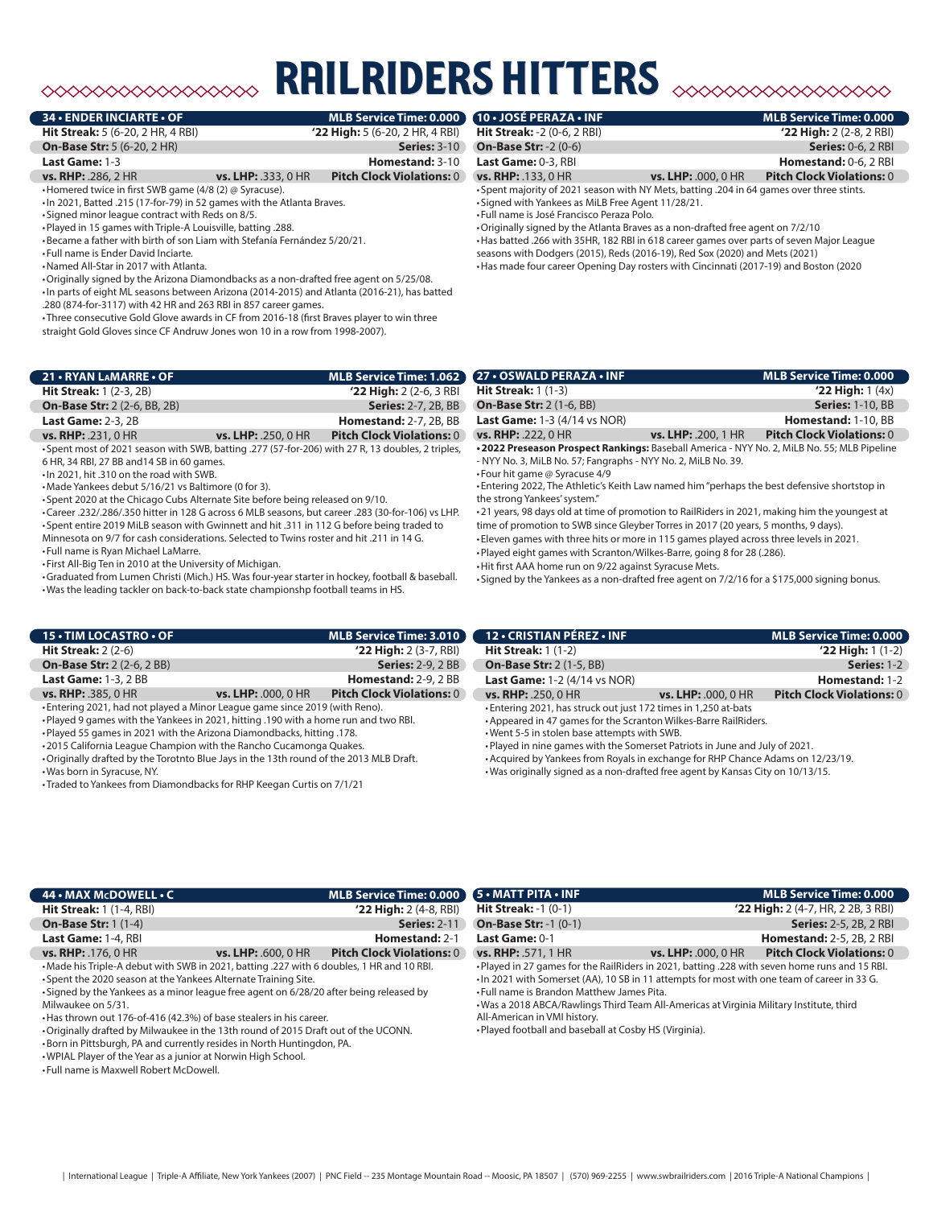# RAILRIDERS HITTERS

## 34 • ENDER INCIARTE • OF

**MLB Service Time: 0.000**

| | | |
|---|---|---|
| **Hit Streak:** 5 (6-20, 2 HR, 4 RBI) | | **'22 High:** 5 (6-20, 2 HR, 4 RBI) |
| **On-Base Str:** 5 (6-20, 2 HR) | | **Series:** 3-10 |
| **Last Game:** 1-3 | | **Homestand:** 3-10 |
| **vs. RHP:** .286, 2 HR | **vs. LHP:** .333, 0 HR | **Pitch Clock Violations:** 0 |

- Homered twice in first SWB game (4/8 (2) @ Syracuse).
- In 2021, Batted .215 (17-for-79) in 52 games with the Atlanta Braves.
- Signed minor league contract with Reds on 8/5.
- Played in 15 games with Triple-A Louisville, batting .288.
- Became a father with birth of son Liam with Stefanía Fernández 5/20/21.
- Full name is Ender David Inciarte.
- Named All-Star in 2017 with Atlanta.
- Originally signed by the Arizona Diamondbacks as a non-drafted free agent on 5/25/08.
- In parts of eight ML seasons between Arizona (2014-2015) and Atlanta (2016-21), has batted .280 (874-for-3117) with 42 HR and 263 RBI in 857 career games.
- Three consecutive Gold Glove awards in CF from 2016-18 (first Braves player to win three straight Gold Gloves since CF Andruw Jones won 10 in a row from 1998-2007).

## 10 • JOSÉ PERAZA • INF

**MLB Service Time: 0.000**

| | | |
|---|---|---|
| **Hit Streak:** -2 (0-6, 2 RBI) | | **'22 High:** 2 (2-8, 2 RBI) |
| **On-Base Str:** -2 (0-6) | | **Series:** 0-6, 2 RBI |
| **Last Game:** 0-3, RBI | | **Homestand:** 0-6, 2 RBI |
| **vs. RHP:** .133, 0 HR | **vs. LHP:** .000, 0 HR | **Pitch Clock Violations:** 0 |

- Spent majority of 2021 season with NY Mets, batting .204 in 64 games over three stints.
- Signed with Yankees as MiLB Free Agent 11/28/21.
- Full name is José Francisco Peraza Polo.
- Originally signed by the Atlanta Braves as a non-drafted free agent on 7/2/10
- Has batted .266 with 35HR, 182 RBI in 618 career games over parts of seven Major League seasons with Dodgers (2015), Reds (2016-19), Red Sox (2020) and Mets (2021)
- Has made four career Opening Day rosters with Cincinnati (2017-19) and Boston (2020

## 21 • RYAN LaMARRE • OF

**MLB Service Time: 1.062**

| | | |
|---|---|---|
| **Hit Streak:** 1 (2-3, 2B) | | **'22 High:** 2 (2-6, 3 RBI |
| **On-Base Str:** 2 (2-6, BB, 2B) | | **Series:** 2-7, 2B, BB |
| **Last Game:** 2-3, 2B | | **Homestand:** 2-7, 2B, BB |
| **vs. RHP:** .231, 0 HR | **vs. LHP:** .250, 0 HR | **Pitch Clock Violations:** 0 |

- Spent most of 2021 season with SWB, batting .277 (57-for-206) with 27 R, 13 doubles, 2 triples, 6 HR, 34 RBI, 27 BB and14 SB in 60 games.
- In 2021, hit .310 on the road with SWB.
- Made Yankees debut 5/16/21 vs Baltimore (0 for 3).
- Spent 2020 at the Chicago Cubs Alternate Site before being released on 9/10.
- Career .232/.286/.350 hitter in 128 G across 6 MLB seasons, but career .283 (30-for-106) vs LHP.
- Spent entire 2019 MiLB season with Gwinnett and hit .311 in 112 G before being traded to Minnesota on 9/7 for cash considerations. Selected to Twins roster and hit .211 in 14 G.
- Full name is Ryan Michael LaMarre.
- First All-Big Ten in 2010 at the University of Michigan.
- Graduated from Lumen Christi (Mich.) HS. Was four-year starter in hockey, football & baseball.
- Was the leading tackler on back-to-back state championshp football teams in HS.

## 27 • OSWALD PERAZA • INF

**MLB Service Time: 0.000**

| | | |
|---|---|---|
| **Hit Streak:** 1 (1-3) | | **'22 High:** 1 (4x) |
| **On-Base Str:** 2 (1-6, BB) | | **Series:** 1-10, BB |
| **Last Game:** 1-3 (4/14 vs NOR) | | **Homestand:** 1-10, BB |
| **vs. RHP:** .222, 0 HR | **vs. LHP:** .200, 1 HR | **Pitch Clock Violations:** 0 |

- **2022 Preseason Prospect Rankings:** Baseball America - NYY No. 2, MiLB No. 55; MLB Pipeline - NYY No. 3, MiLB No. 57; Fangraphs - NYY No. 2, MiLB No. 39.
- Four hit game @ Syracuse 4/9
- Entering 2022, The Athletic's Keith Law named him "perhaps the best defensive shortstop in the strong Yankees' system."
- 21 years, 98 days old at time of promotion to RailRiders in 2021, making him the youngest at time of promotion to SWB since Gleyber Torres in 2017 (20 years, 5 months, 9 days).
- Eleven games with three hits or more in 115 games played across three levels in 2021.
- Played eight games with Scranton/Wilkes-Barre, going 8 for 28 (.286).
- Hit first AAA home run on 9/22 against Syracuse Mets.
- Signed by the Yankees as a non-drafted free agent on 7/2/16 for a $175,000 signing bonus.

## 15 • TIM LOCASTRO • OF

**MLB Service Time: 3.010**

| | | |
|---|---|---|
| **Hit Streak:** 2 (2-6) | | **'22 High:** 2 (3-7, RBI) |
| **On-Base Str:** 2 (2-6, 2 BB) | | **Series:** 2-9, 2 BB |
| **Last Game:** 1-3, 2 BB | | **Homestand:** 2-9, 2 BB |
| **vs. RHP:** .385, 0 HR | **vs. LHP:** .000, 0 HR | **Pitch Clock Violations:** 0 |

- Entering 2021, had not played a Minor League game since 2019 (with Reno).
- Played 9 games with the Yankees in 2021, hitting .190 with a home run and two RBI.
- Played 55 games in 2021 with the Arizona Diamondbacks, hitting .178.
- 2015 California League Champion with the Rancho Cucamonga Quakes.
- Originally drafted by the Torotnto Blue Jays in the 13th round of the 2013 MLB Draft.
- Was born in Syracuse, NY.
- Traded to Yankees from Diamondbacks for RHP Keegan Curtis on 7/1/21

## 12 • CRISTIAN PÉREZ • INF

**MLB Service Time: 0.000**

| | | |
|---|---|---|
| **Hit Streak:** 1 (1-2) | | **'22 High:** 1 (1-2) |
| **On-Base Str:** 2 (1-5, BB) | | **Series:** 1-2 |
| **Last Game:** 1-2 (4/14 vs NOR) | | **Homestand:** 1-2 |
| **vs. RHP:** .250, 0 HR | **vs. LHP:** .000, 0 HR | **Pitch Clock Violations:** 0 |

- Entering 2021, has struck out just 172 times in 1,250 at-bats
- Appeared in 47 games for the Scranton Wilkes-Barre RailRiders.
- Went 5-5 in stolen base attempts with SWB.
- Played in nine games with the Somerset Patriots in June and July of 2021.
- Acquired by Yankees from Royals in exchange for RHP Chance Adams on 12/23/19.
- Was originally signed as a non-drafted free agent by Kansas City on 10/13/15.

## 44 • MAX McDOWELL • C

**MLB Service Time: 0.000**

| | | |
|---|---|---|
| **Hit Streak:** 1 (1-4, RBI) | | **'22 High:** 2 (4-8, RBI) |
| **On-Base Str:** 1 (1-4) | | **Series:** 2-11 |
| **Last Game:** 1-4, RBI | | **Homestand:** 2-1 |
| **vs. RHP:** .176, 0 HR | **vs. LHP:** .600, 0 HR | **Pitch Clock Violations:** 0 |

- Made his Triple-A debut with SWB in 2021, batting .227 with 6 doubles, 1 HR and 10 RBI.
- Spent the 2020 season at the Yankees Alternate Training Site.
- Signed by the Yankees as a minor league free agent on 6/28/20 after being released by Milwaukee on 5/31.
- Has thrown out 176-of-416 (42.3%) of base stealers in his career.
- Originally drafted by Milwaukee in the 13th round of 2015 Draft out of the UCONN.
- Born in Pittsburgh, PA and currently resides in North Huntingdon, PA.
- WPIAL Player of the Year as a junior at Norwin High School.
- Full name is Maxwell Robert McDowell.

## 5 • MATT PITA • INF

**MLB Service Time: 0.000**

| | | |
|---|---|---|
| **Hit Streak:** -1 (0-1) | | **'22 High:** 2 (4-7, HR, 2 2B, 3 RBI) |
| **On-Base Str:** -1 (0-1) | | **Series:** 2-5, 2B, 2 RBI |
| **Last Game:** 0-1 | | **Homestand:** 2-5, 2B, 2 RBI |
| **vs. RHP:** .571, 1 HR | **vs. LHP:** .000, 0 HR | **Pitch Clock Violations:** 0 |

- Played in 27 games for the RailRiders in 2021, batting .228 with seven home runs and 15 RBI.
- In 2021 with Somerset (AA), 10 SB in 11 attempts for most with one team of career in 33 G.
- Full name is Brandon Matthew James Pita.
- Was a 2018 ABCA/Rawlings Third Team All-Americas at Virginia Military Institute, third All-American in VMI history.
- Played football and baseball at Cosby HS (Virginia).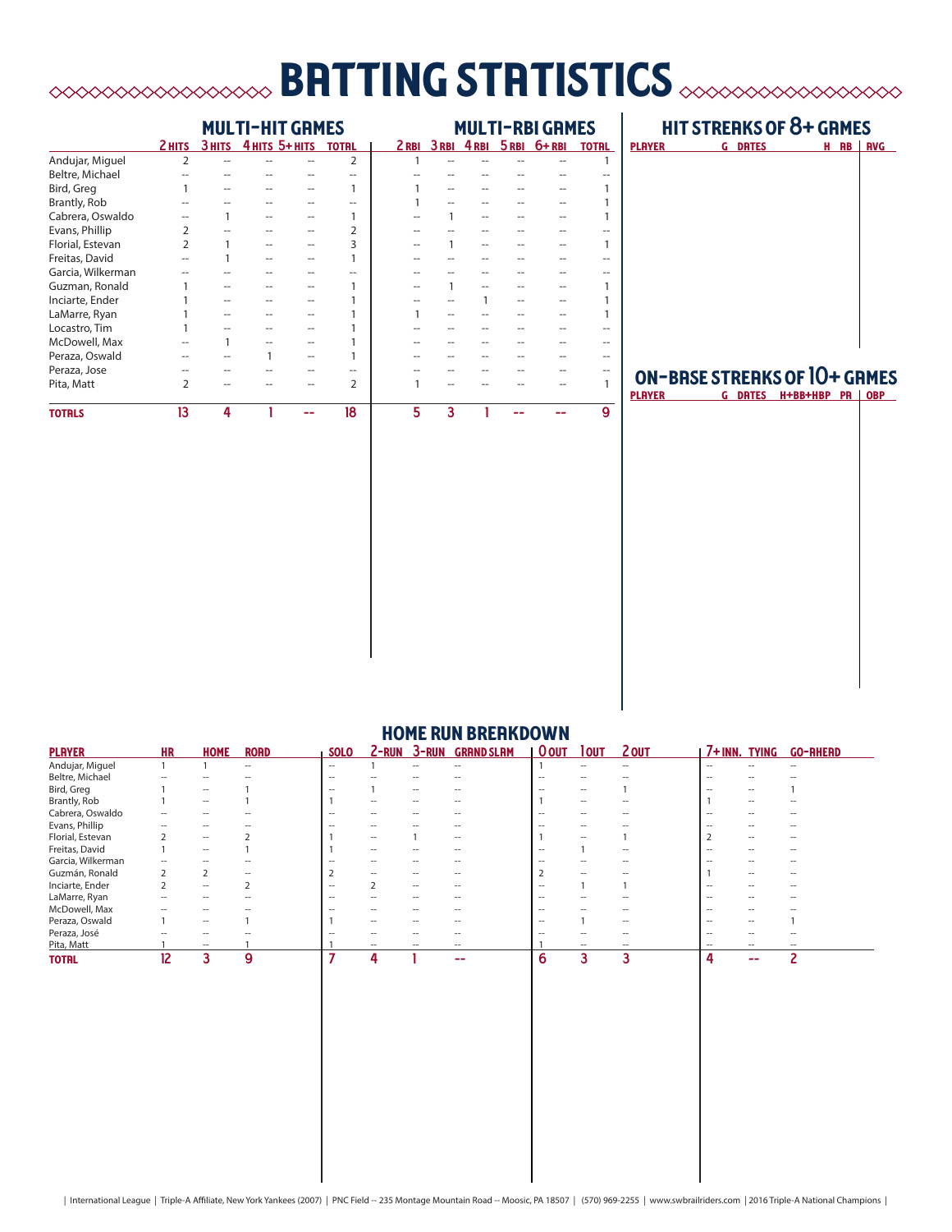# BATTING STATISTICS

## MULTI-HIT GAMES / MULTI-RBI GAMES

| | MULTI-HIT GAMES | | | | | MULTI-RBI GAMES | | | | | |
|---|---|---|---|---|---|---|---|---|---|---|---|
| | 2 HITS | 3 HITS | 4 HITS | 5+ HITS | TOTAL | 2 RBI | 3 RBI | 4 RBI | 5 RBI | 6+ RBI | TOTAL |
| Andujar, Miguel | 2 | -- | -- | -- | 2 | 1 | -- | -- | -- | -- | 1 |
| Beltre, Michael | -- | -- | -- | -- | -- | -- | -- | -- | -- | -- | -- |
| Bird, Greg | 1 | -- | -- | -- | 1 | 1 | -- | -- | -- | -- | 1 |
| Brantly, Rob | -- | -- | -- | -- | -- | 1 | -- | -- | -- | -- | 1 |
| Cabrera, Oswaldo | -- | 1 | -- | -- | 1 | -- | 1 | -- | -- | -- | 1 |
| Evans, Phillip | 2 | -- | -- | -- | 2 | -- | -- | -- | -- | -- | -- |
| Florial, Estevan | 2 | 1 | -- | -- | 3 | -- | 1 | -- | -- | -- | 1 |
| Freitas, David | -- | 1 | -- | -- | 1 | -- | -- | -- | -- | -- | -- |
| Garcia, Wilkerman | -- | -- | -- | -- | -- | -- | -- | -- | -- | -- | -- |
| Guzman, Ronald | 1 | -- | -- | -- | 1 | -- | 1 | -- | -- | -- | 1 |
| Inciarte, Ender | 1 | -- | -- | -- | 1 | -- | -- | 1 | -- | -- | 1 |
| LaMarre, Ryan | 1 | -- | -- | -- | 1 | 1 | -- | -- | -- | -- | 1 |
| Locastro, Tim | 1 | -- | -- | -- | 1 | -- | -- | -- | -- | -- | -- |
| McDowell, Max | -- | 1 | -- | -- | 1 | -- | -- | -- | -- | -- | -- |
| Peraza, Oswald | -- | -- | 1 | -- | 1 | -- | -- | -- | -- | -- | -- |
| Peraza, Jose | -- | -- | -- | -- | -- | -- | -- | -- | -- | -- | -- |
| Pita, Matt | 2 | -- | -- | -- | 2 | 1 | -- | -- | -- | -- | 1 |
| **TOTALS** | **13** | **4** | **1** | **--** | **18** | **5** | **3** | **1** | **--** | **--** | **9** |

## HIT STREAKS OF 8+ GAMES

| PLAYER | G | DATES | H | AB | AVG |
|---|---|---|---|---|---|

## ON-BASE STREAKS OF 10+ GAMES

| PLAYER | G | DATES | H+BB+HBP | PA | OBP |
|---|---|---|---|---|---|

## HOME RUN BREAKDOWN

| PLAYER | HR | HOME | ROAD | SOLO | 2-RUN | 3-RUN | GRAND SLAM | 0 OUT | 1 OUT | 2 OUT | 7+ INN. | TYING | GO-AHEAD |
|---|---|---|---|---|---|---|---|---|---|---|---|---|---|
| Andujar, Miguel | 1 | 1 | -- | -- | 1 | -- | -- | 1 | -- | -- | -- | -- | -- |
| Beltre, Michael | -- | -- | -- | -- | -- | -- | -- | -- | -- | -- | -- | -- | -- |
| Bird, Greg | 1 | -- | 1 | -- | 1 | -- | -- | -- | -- | 1 | -- | -- | 1 |
| Brantly, Rob | 1 | -- | 1 | 1 | -- | -- | -- | 1 | -- | -- | 1 | -- | -- |
| Cabrera, Oswaldo | -- | -- | -- | -- | -- | -- | -- | -- | -- | -- | -- | -- | -- |
| Evans, Phillip | -- | -- | -- | -- | -- | -- | -- | -- | -- | -- | -- | -- | -- |
| Florial, Estevan | 2 | -- | 2 | 1 | -- | 1 | -- | 1 | -- | 1 | 2 | -- | -- |
| Freitas, David | 1 | -- | 1 | 1 | -- | -- | -- | -- | 1 | -- | -- | -- | -- |
| Garcia, Wilkerman | -- | -- | -- | -- | -- | -- | -- | -- | -- | -- | -- | -- | -- |
| Guzmán, Ronald | 2 | 2 | -- | 2 | -- | -- | -- | 2 | -- | -- | 1 | -- | -- |
| Inciarte, Ender | 2 | -- | 2 | -- | 2 | -- | -- | -- | 1 | 1 | -- | -- | -- |
| LaMarre, Ryan | -- | -- | -- | -- | -- | -- | -- | -- | -- | -- | -- | -- | -- |
| McDowell, Max | -- | -- | -- | -- | -- | -- | -- | -- | -- | -- | -- | -- | -- |
| Peraza, Oswald | 1 | -- | 1 | 1 | -- | -- | -- | -- | 1 | -- | -- | -- | 1 |
| Peraza, José | -- | -- | -- | -- | -- | -- | -- | -- | -- | -- | -- | -- | -- |
| Pita, Matt | 1 | -- | 1 | 1 | -- | -- | -- | 1 | -- | -- | -- | -- | -- |
| **TOTAL** | **12** | **3** | **9** | **7** | **4** | **1** | **--** | **6** | **3** | **3** | **4** | **--** | **2** |

| International League | Triple-A Affiliate, New York Yankees (2007) | PNC Field -- 235 Montage Mountain Road -- Moosic, PA 18507 | (570) 969-2255 | www.swbrailriders.com | 2016 Triple-A National Champions |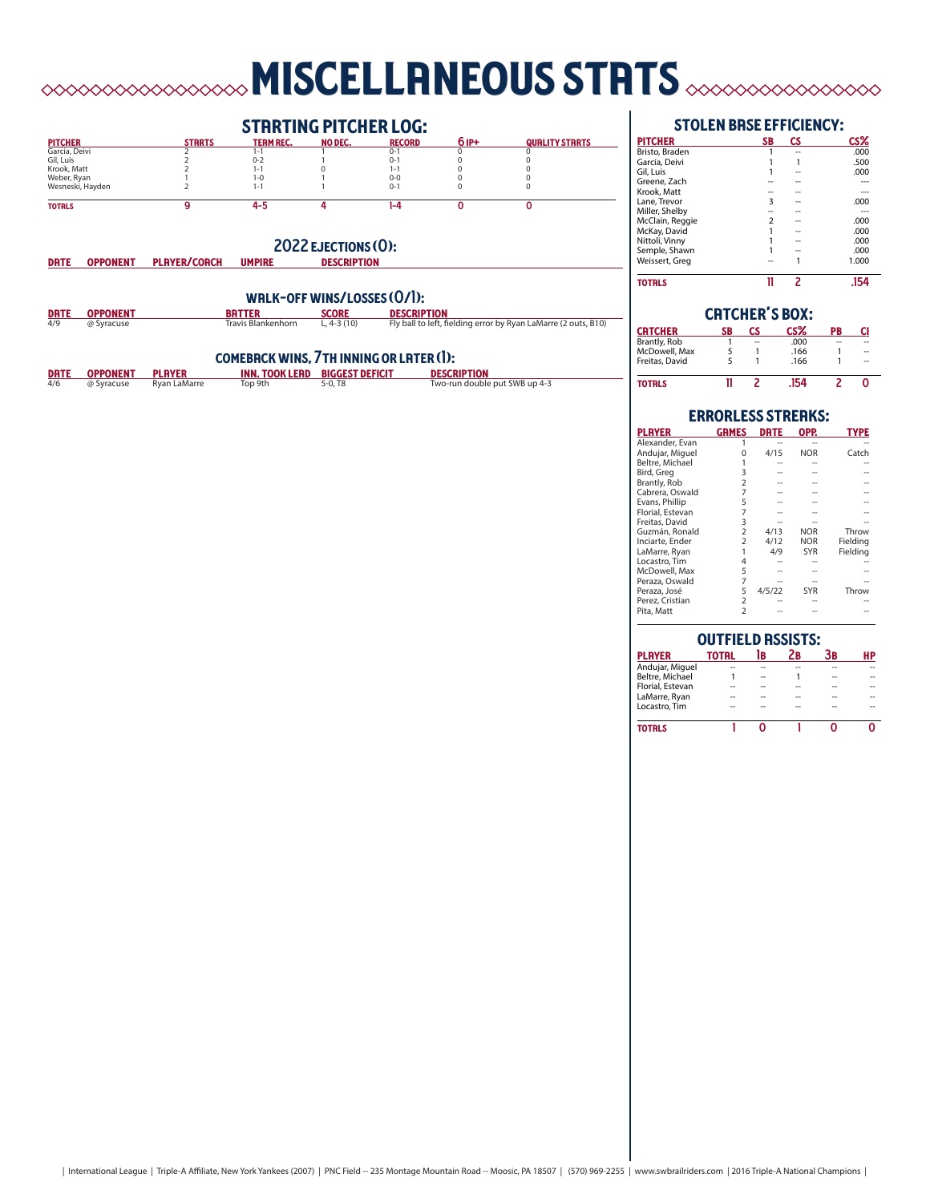# MISCELLANEOUS STATS

## STARTING PITCHER LOG:

| PITCHER | STARTS | TEAM REC. | NO DEC. | RECORD | 6 IP+ | QUALITY STARTS |
|---|---|---|---|---|---|---|
| García, Deivi | 2 | 1-1 | 1 | 0-1 | 0 | 0 |
| Gil, Luis | 2 | 0-2 | 1 | 0-1 | 0 | 0 |
| Krook, Matt | 2 | 1-1 | 0 | 1-1 | 0 | 0 |
| Weber, Ryan | 1 | 1-0 | 1 | 0-0 | 0 | 0 |
| Wesneski, Hayden | 2 | 1-1 | 1 | 0-1 | 0 | 0 |
| **TOTALS** | **9** | **4-5** | **4** | **1-4** | **0** | **0** |

## 2022 EJECTIONS (0):

| DATE | OPPONENT | PLAYER/COACH | UMPIRE | DESCRIPTION |
|---|---|---|---|---|

## WALK-OFF WINS/LOSSES (0/1):

| DATE | OPPONENT | BATTER | SCORE | DESCRIPTION |
|---|---|---|---|---|
| 4/9 | @ Syracuse | Travis Blankenhorn | L, 4-3 (10) | Fly ball to left, fielding error by Ryan LaMarre (2 outs, B10) |

## COMEBACK WINS, 7TH INNING OR LATER (1):

| DATE | OPPONENT | PLAYER | INN. TOOK LEAD | BIGGEST DEFICIT | DESCRIPTION |
|---|---|---|---|---|---|
| 4/6 | @ Syracuse | Ryan LaMarre | Top 9th | 5-0, T8 | Two-run double put SWB up 4-3 |

## STOLEN BASE EFFICIENCY:

| PITCHER | SB | CS | CS% |
|---|---|---|---|
| Bristo, Braden | 1 | -- | .000 |
| García, Deivi | 1 | 1 | .500 |
| Gil, Luis | 1 | -- | .000 |
| Greene, Zach | -- | -- | --- |
| Krook, Matt | -- | -- | --- |
| Lane, Trevor | 3 | -- | .000 |
| Miller, Shelby | -- | -- | --- |
| McClain, Reggie | 2 | -- | .000 |
| McKay, David | 1 | -- | .000 |
| Nittoli, Vinny | 1 | -- | .000 |
| Semple, Shawn | 1 | -- | .000 |
| Weissert, Greg | -- | 1 | 1.000 |
| **TOTALS** | **11** | **2** | **.154** |

## CATCHER'S BOX:

| CATCHER | SB | CS | CS% | PB | CI |
|---|---|---|---|---|---|
| Brantly, Rob | 1 | -- | .000 | -- | -- |
| McDowell, Max | 5 | 1 | .166 | 1 | -- |
| Freitas, David | 5 | 1 | .166 | 1 | -- |
| **TOTALS** | **11** | **2** | **.154** | **2** | **0** |

## ERRORLESS STREAKS:

| PLAYER | GAMES | DATE | OPP. | TYPE |
|---|---|---|---|---|
| Alexander, Evan | 1 | -- | -- | -- |
| Andujar, Miguel | 0 | 4/15 | NOR | Catch |
| Beltre, Michael | 1 | -- | -- | -- |
| Bird, Greg | 3 | -- | -- | -- |
| Brantly, Rob | 2 | -- | -- | -- |
| Cabrera, Oswald | 7 | -- | -- | -- |
| Evans, Phillip | 5 | -- | -- | -- |
| Florial, Estevan | 7 | -- | -- | -- |
| Freitas, David | 3 | -- | -- | -- |
| Guzmán, Ronald | 2 | 4/13 | NOR | Throw |
| Inciarte, Ender | 2 | 4/12 | NOR | Fielding |
| LaMarre, Ryan | 1 | 4/9 | SYR | Fielding |
| Locastro, Tim | 4 | -- | -- | -- |
| McDowell, Max | 5 | -- | -- | -- |
| Peraza, Oswald | 7 | -- | -- | -- |
| Peraza, José | 5 | 4/5/22 | SYR | Throw |
| Perez, Cristian | 2 | -- | -- | -- |
| Pita, Matt | 2 | -- | -- | -- |

## OUTFIELD ASSISTS:

| PLAYER | TOTAL | 1B | 2B | 3B | HP |
|---|---|---|---|---|---|
| Andujar, Miguel | -- | -- | -- | -- | -- |
| Beltre, Michael | 1 | -- | 1 | -- | -- |
| Florial, Estevan | -- | -- | -- | -- | -- |
| LaMarre, Ryan | -- | -- | -- | -- | -- |
| Locastro, Tim | -- | -- | -- | -- | -- |
| **TOTALS** | **1** | **0** | **1** | **0** | **0** |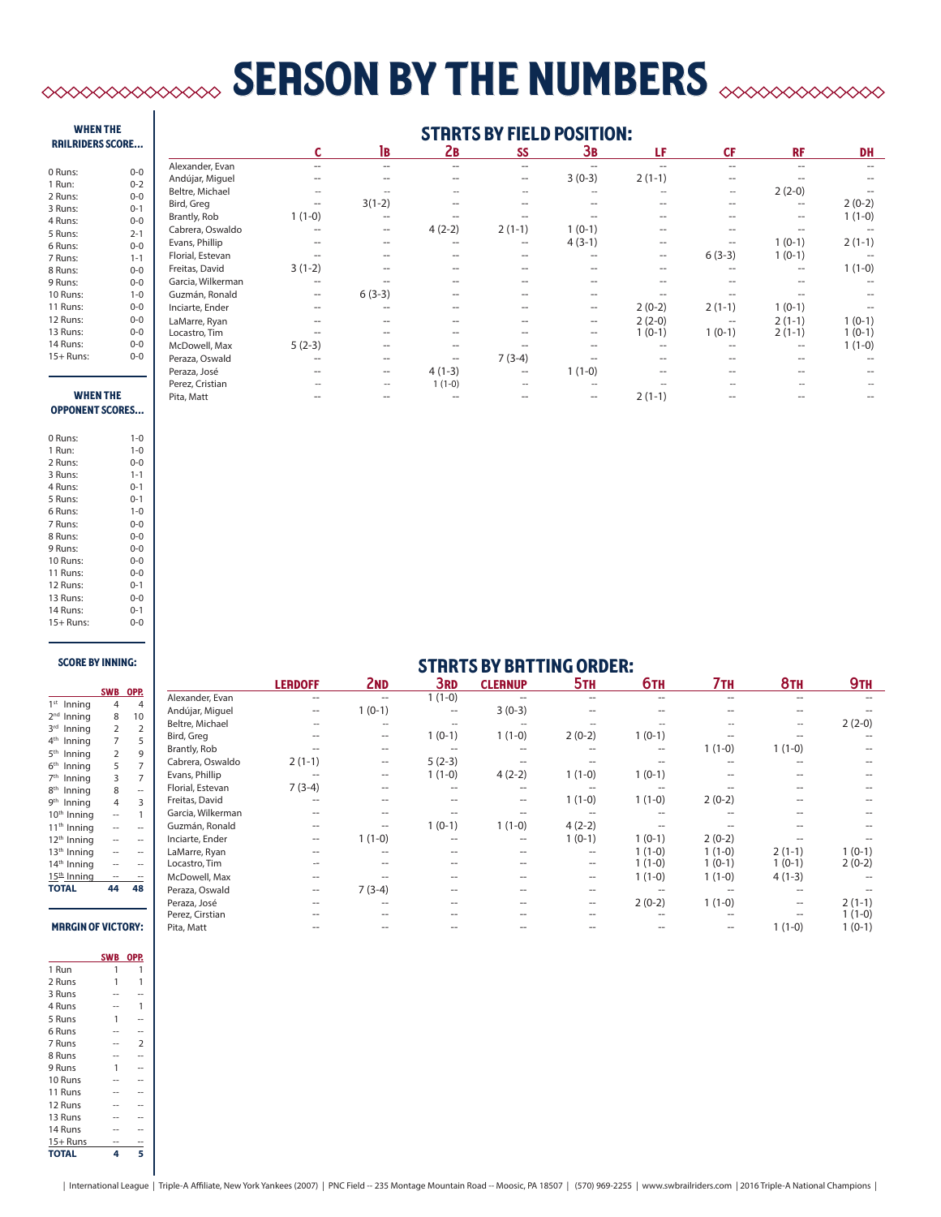# SEASON BY THE NUMBERS

### WHEN THE RAILRIDERS SCORE...

| | |
|---|---|
| 0 Runs: | 0-0 |
| 1 Run: | 0-2 |
| 2 Runs: | 0-0 |
| 3 Runs: | 0-1 |
| 4 Runs: | 0-0 |
| 5 Runs: | 2-1 |
| 6 Runs: | 0-0 |
| 7 Runs: | 1-1 |
| 8 Runs: | 0-0 |
| 9 Runs: | 0-0 |
| 10 Runs: | 1-0 |
| 11 Runs: | 0-0 |
| 12 Runs: | 0-0 |
| 13 Runs: | 0-0 |
| 14 Runs: | 0-0 |
| 15+ Runs: | 0-0 |

### WHEN THE OPPONENT SCORES...

| | |
|---|---|
| 0 Runs: | 1-0 |
| 1 Run: | 1-0 |
| 2 Runs: | 0-0 |
| 3 Runs: | 1-1 |
| 4 Runs: | 0-1 |
| 5 Runs: | 0-1 |
| 6 Runs: | 1-0 |
| 7 Runs: | 0-0 |
| 8 Runs: | 0-0 |
| 9 Runs: | 0-0 |
| 10 Runs: | 0-0 |
| 11 Runs: | 0-0 |
| 12 Runs: | 0-1 |
| 13 Runs: | 0-0 |
| 14 Runs: | 0-1 |
| 15+ Runs: | 0-0 |

### SCORE BY INNING:

| | SWB | OPP. |
|---|---|---|
| 1st Inning | 4 | 4 |
| 2nd Inning | 8 | 10 |
| 3rd Inning | 2 | 2 |
| 4th Inning | 7 | 5 |
| 5th Inning | 2 | 9 |
| 6th Inning | 5 | 7 |
| 7th Inning | 3 | 7 |
| 8th Inning | 8 | -- |
| 9th Inning | 4 | 3 |
| 10th Inning | -- | 1 |
| 11th Inning | -- | -- |
| 12th Inning | -- | -- |
| 13th Inning | -- | -- |
| 14th Inning | -- | -- |
| 15th Inning | -- | -- |
| **TOTAL** | **44** | **48** |

### MARGIN OF VICTORY:

| | SWB | OPP. |
|---|---|---|
| 1 Run | 1 | 1 |
| 2 Runs | 1 | 1 |
| 3 Runs | -- | -- |
| 4 Runs | -- | 1 |
| 5 Runs | 1 | -- |
| 6 Runs | -- | -- |
| 7 Runs | -- | 2 |
| 8 Runs | -- | -- |
| 9 Runs | 1 | -- |
| 10 Runs | -- | -- |
| 11 Runs | -- | -- |
| 12 Runs | -- | -- |
| 13 Runs | -- | -- |
| 14 Runs | -- | -- |
| 15+ Runs | -- | -- |
| **TOTAL** | **4** | **5** |

## STARTS BY FIELD POSITION:

| | C | 1B | 2B | SS | 3B | LF | CF | RF | DH |
|---|---|---|---|---|---|---|---|---|---|
| Alexander, Evan | -- | -- | -- | -- | -- | -- | -- | -- | -- |
| Andújar, Miguel | -- | -- | -- | -- | 3 (0-3) | 2 (1-1) | -- | -- | -- |
| Beltre, Michael | -- | -- | -- | -- | -- | -- | -- | 2 (2-0) | -- |
| Bird, Greg | -- | 3(1-2) | -- | -- | -- | -- | -- | -- | 2 (0-2) |
| Brantly, Rob | 1 (1-0) | -- | -- | -- | -- | -- | -- | -- | 1 (1-0) |
| Cabrera, Oswaldo | -- | -- | 4 (2-2) | 2 (1-1) | 1 (0-1) | -- | -- | -- | -- |
| Evans, Phillip | -- | -- | -- | -- | 4 (3-1) | -- | -- | 1 (0-1) | 2 (1-1) |
| Florial, Estevan | -- | -- | -- | -- | -- | -- | 6 (3-3) | 1 (0-1) | -- |
| Freitas, David | 3 (1-2) | -- | -- | -- | -- | -- | -- | -- | 1 (1-0) |
| Garcia, Wilkerman | -- | -- | -- | -- | -- | -- | -- | -- | -- |
| Guzmán, Ronald | -- | 6 (3-3) | -- | -- | -- | -- | -- | -- | -- |
| Inciarte, Ender | -- | -- | -- | -- | -- | 2 (0-2) | 2 (1-1) | 1 (0-1) | -- |
| LaMarre, Ryan | -- | -- | -- | -- | -- | 2 (2-0) | -- | 2 (1-1) | 1 (0-1) |
| Locastro, Tim | -- | -- | -- | -- | -- | 1 (0-1) | 1 (0-1) | 2 (1-1) | 1 (0-1) |
| McDowell, Max | 5 (2-3) | -- | -- | -- | -- | -- | -- | -- | 1 (1-0) |
| Peraza, Oswald | -- | -- | -- | 7 (3-4) | -- | -- | -- | -- | -- |
| Peraza, José | -- | -- | 4 (1-3) | -- | 1 (1-0) | -- | -- | -- | -- |
| Perez, Cristian | -- | -- | 1 (1-0) | -- | -- | -- | -- | -- | -- |
| Pita, Matt | -- | -- | -- | -- | -- | 2 (1-1) | -- | -- | -- |

## STARTS BY BATTING ORDER:

| | LEADOFF | 2ND | 3RD | CLEANUP | 5TH | 6TH | 7TH | 8TH | 9TH |
|---|---|---|---|---|---|---|---|---|---|
| Alexander, Evan | -- | -- | 1 (1-0) | -- | -- | -- | -- | -- | -- |
| Andújar, Miguel | -- | 1 (0-1) | -- | 3 (0-3) | -- | -- | -- | -- | -- |
| Beltre, Michael | -- | -- | -- | -- | -- | -- | -- | -- | 2 (2-0) |
| Bird, Greg | -- | -- | 1 (0-1) | 1 (1-0) | 2 (0-2) | 1 (0-1) | -- | -- | -- |
| Brantly, Rob | -- | -- | -- | -- | -- | -- | 1 (1-0) | 1 (1-0) | -- |
| Cabrera, Oswaldo | 2 (1-1) | -- | 5 (2-3) | -- | -- | -- | -- | -- | -- |
| Evans, Phillip | -- | -- | 1 (1-0) | 4 (2-2) | 1 (1-0) | 1 (0-1) | -- | -- | -- |
| Florial, Estevan | 7 (3-4) | -- | -- | -- | -- | -- | -- | -- | -- |
| Freitas, David | -- | -- | -- | -- | 1 (1-0) | 1 (1-0) | 2 (0-2) | -- | -- |
| Garcia, Wilkerman | -- | -- | -- | -- | -- | -- | -- | -- | -- |
| Guzmán, Ronald | -- | -- | 1 (0-1) | 1 (1-0) | 4 (2-2) | -- | -- | -- | -- |
| Inciarte, Ender | -- | 1 (1-0) | -- | -- | 1 (0-1) | 1 (0-1) | 2 (0-2) | -- | -- |
| LaMarre, Ryan | -- | -- | -- | -- | -- | 1 (1-0) | 1 (1-0) | 2 (1-1) | 1 (0-1) |
| Locastro, Tim | -- | -- | -- | -- | -- | 1 (1-0) | 1 (0-1) | 1 (0-1) | 2 (0-2) |
| McDowell, Max | -- | -- | -- | -- | -- | 1 (1-0) | 1 (1-0) | 4 (1-3) | -- |
| Peraza, Oswald | -- | 7 (3-4) | -- | -- | -- | -- | -- | -- | -- |
| Peraza, José | -- | -- | -- | -- | -- | 2 (0-2) | 1 (1-0) | -- | 2 (1-1) |
| Perez, Cirstian | -- | -- | -- | -- | -- | -- | -- | -- | 1 (1-0) |
| Pita, Matt | -- | -- | -- | -- | -- | -- | -- | 1 (1-0) | 1 (0-1) |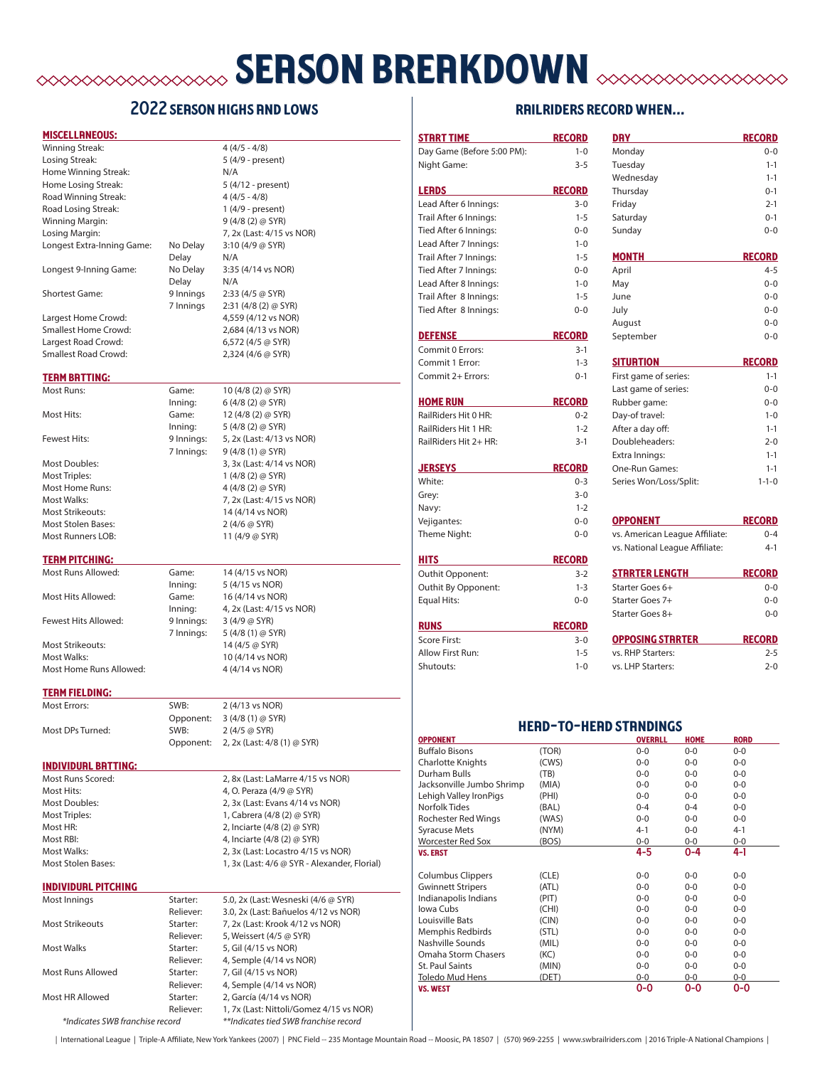# SEASON BREAKDOWN

## 2022 SEASON HIGHS AND LOWS

### MISCELLANEOUS:

| | | |
|---|---|---|
| Winning Streak: | | 4 (4/5 - 4/8) |
| Losing Streak: | | 5 (4/9 - present) |
| Home Winning Streak: | | N/A |
| Home Losing Streak: | | 5 (4/12 - present) |
| Road Winning Streak: | | 4 (4/5 - 4/8) |
| Road Losing Streak: | | 1 (4/9 - present) |
| Winning Margin: | | 9 (4/8 (2) @ SYR) |
| Losing Margin: | | 7, 2x (Last: 4/15 vs NOR) |
| Longest Extra-Inning Game: | No Delay | 3:10 (4/9 @ SYR) |
| | Delay | N/A |
| Longest 9-Inning Game: | No Delay | 3:35 (4/14 vs NOR) |
| | Delay | N/A |
| Shortest Game: | 9 Innings | 2:33 (4/5 @ SYR) |
| | 7 Innings | 2:31 (4/8 (2) @ SYR) |
| Largest Home Crowd: | | 4,559 (4/12 vs NOR) |
| Smallest Home Crowd: | | 2,684 (4/13 vs NOR) |
| Largest Road Crowd: | | 6,572 (4/5 @ SYR) |
| Smallest Road Crowd: | | 2,324 (4/6 @ SYR) |

### TEAM BATTING:

| | | |
|---|---|---|
| Most Runs: | Game: | 10 (4/8 (2) @ SYR) |
| | Inning: | 6 (4/8 (2) @ SYR) |
| Most Hits: | Game: | 12 (4/8 (2) @ SYR) |
| | Inning: | 5 (4/8 (2) @ SYR) |
| Fewest Hits: | 9 Innings: | 5, 2x (Last: 4/13 vs NOR) |
| | 7 Innings: | 9 (4/8 (1) @ SYR) |
| Most Doubles: | | 3, 3x (Last: 4/14 vs NOR) |
| Most Triples: | | 1 (4/8 (2) @ SYR) |
| Most Home Runs: | | 4 (4/8 (2) @ SYR) |
| Most Walks: | | 7, 2x (Last: 4/15 vs NOR) |
| Most Strikeouts: | | 14 (4/14 vs NOR) |
| Most Stolen Bases: | | 2 (4/6 @ SYR) |
| Most Runners LOB: | | 11 (4/9 @ SYR) |

### TEAM PITCHING:

| | | |
|---|---|---|
| Most Runs Allowed: | Game: | 14 (4/15 vs NOR) |
| | Inning: | 5 (4/15 vs NOR) |
| Most Hits Allowed: | Game: | 16 (4/14 vs NOR) |
| | Inning: | 4, 2x (Last: 4/15 vs NOR) |
| Fewest Hits Allowed: | 9 Innings: | 3 (4/9 @ SYR) |
| | 7 Innings: | 5 (4/8 (1) @ SYR) |
| Most Strikeouts: | | 14 (4/5 @ SYR) |
| Most Walks: | | 10 (4/14 vs NOR) |
| Most Home Runs Allowed: | | 4 (4/14 vs NOR) |

### TEAM FIELDING:

| | | |
|---|---|---|
| Most Errors: | SWB: | 2 (4/13 vs NOR) |
| | Opponent: | 3 (4/8 (1) @ SYR) |
| Most DPs Turned: | SWB: | 2 (4/5 @ SYR) |
| | Opponent: | 2, 2x (Last: 4/8 (1) @ SYR) |

### INDIVIDUAL BATTING:

| | |
|---|---|
| Most Runs Scored: | 2, 8x (Last: LaMarre 4/15 vs NOR) |
| Most Hits: | 4, O. Peraza (4/9 @ SYR) |
| Most Doubles: | 2, 3x (Last: Evans 4/14 vs NOR) |
| Most Triples: | 1, Cabrera (4/8 (2) @ SYR) |
| Most HR: | 2, Inciarte (4/8 (2) @ SYR) |
| Most RBI: | 4, Inciarte (4/8 (2) @ SYR) |
| Most Walks: | 2, 3x (Last: Locastro 4/15 vs NOR) |
| Most Stolen Bases: | 1, 3x (Last: 4/6 @ SYR - Alexander, Florial) |

### INDIVIDUAL PITCHING

| | | |
|---|---|---|
| Most Innings | Starter: | 5.0, 2x (Last: Wesneski (4/6 @ SYR) |
| | Reliever: | 3.0, 2x (Last: Bañuelos 4/12 vs NOR) |
| Most Strikeouts | Starter: | 7, 2x (Last: Krook 4/12 vs NOR) |
| | Reliever: | 5, Weissert (4/5 @ SYR) |
| Most Walks | Starter: | 5, Gil (4/15 vs NOR) |
| | Reliever: | 4, Semple (4/14 vs NOR) |
| Most Runs Allowed | Starter: | 7, Gil (4/15 vs NOR) |
| | Reliever: | 4, Semple (4/14 vs NOR) |
| Most HR Allowed | Starter: | 2, García (4/14 vs NOR) |
| | Reliever: | 1, 7x (Last: Nittoli/Gomez 4/15 vs NOR) |

*\*Indicates SWB franchise record* *\*\*Indicates tied SWB franchise record*

## RAILRIDERS RECORD WHEN...

| START TIME | RECORD |
|---|---|
| Day Game (Before 5:00 PM): | 1-0 |
| Night Game: | 3-5 |

| LEADS | RECORD |
|---|---|
| Lead After 6 Innings: | 3-0 |
| Trail After 6 Innings: | 1-5 |
| Tied After 6 Innings: | 0-0 |
| Lead After 7 Innings: | 1-0 |
| Trail After 7 Innings: | 1-5 |
| Tied After 7 Innings: | 0-0 |
| Lead After 8 Innings: | 1-0 |
| Trail After 8 Innings: | 1-5 |
| Tied After 8 Innings: | 0-0 |

| DEFENSE | RECORD |
|---|---|
| Commit 0 Errors: | 3-1 |
| Commit 1 Error: | 1-3 |
| Commit 2+ Errors: | 0-1 |

| HOME RUN | RECORD |
|---|---|
| RailRiders Hit 0 HR: | 0-2 |
| RailRiders Hit 1 HR: | 1-2 |
| RailRiders Hit 2+ HR: | 3-1 |

| JERSEYS | RECORD |
|---|---|
| White: | 0-3 |
| Grey: | 3-0 |
| Navy: | 1-2 |
| Vejigantes: | 0-0 |
| Theme Night: | 0-0 |

| HITS | RECORD |
|---|---|
| Outhit Opponent: | 3-2 |
| Outhit By Opponent: | 1-3 |
| Equal Hits: | 0-0 |

| RUNS | RECORD |
|---|---|
| Score First: | 3-0 |
| Allow First Run: | 1-5 |
| Shutouts: | 1-0 |

| DAY | RECORD |
|---|---|
| Monday | 0-0 |
| Tuesday | 1-1 |
| Wednesday | 1-1 |
| Thursday | 0-1 |
| Friday | 2-1 |
| Saturday | 0-1 |
| Sunday | 0-0 |

| MONTH | RECORD |
|---|---|
| April | 4-5 |
| May | 0-0 |
| June | 0-0 |
| July | 0-0 |
| August | 0-0 |
| September | 0-0 |

| SITUATION | RECORD |
|---|---|
| First game of series: | 1-1 |
| Last game of series: | 0-0 |
| Rubber game: | 0-0 |
| Day-of travel: | 1-0 |
| After a day off: | 1-1 |
| Doubleheaders: | 2-0 |
| Extra Innings: | 1-1 |
| One-Run Games: | 1-1 |
| Series Won/Loss/Split: | 1-1-0 |

| OPPONENT | RECORD |
|---|---|
| vs. American League Affiliate: | 0-4 |
| vs. National League Affiliate: | 4-1 |

| STARTER LENGTH | RECORD |
|---|---|
| Starter Goes 6+ | 0-0 |
| Starter Goes 7+ | 0-0 |
| Starter Goes 8+ | 0-0 |

| OPPOSING STARTER | RECORD |
|---|---|
| vs. RHP Starters: | 2-5 |
| vs. LHP Starters: | 2-0 |

## HEAD-TO-HEAD STANDINGS

| OPPONENT | | OVERALL | HOME | ROAD |
|---|---|---|---|---|
| Buffalo Bisons | (TOR) | 0-0 | 0-0 | 0-0 |
| Charlotte Knights | (CWS) | 0-0 | 0-0 | 0-0 |
| Durham Bulls | (TB) | 0-0 | 0-0 | 0-0 |
| Jacksonville Jumbo Shrimp | (MIA) | 0-0 | 0-0 | 0-0 |
| Lehigh Valley IronPigs | (PHI) | 0-0 | 0-0 | 0-0 |
| Norfolk Tides | (BAL) | 0-4 | 0-4 | 0-0 |
| Rochester Red Wings | (WAS) | 0-0 | 0-0 | 0-0 |
| Syracuse Mets | (NYM) | 4-1 | 0-0 | 4-1 |
| Worcester Red Sox | (BOS) | 0-0 | 0-0 | 0-0 |
| **VS. EAST** | | **4-5** | **0-4** | **4-1** |
| Columbus Clippers | (CLE) | 0-0 | 0-0 | 0-0 |
| Gwinnett Stripers | (ATL) | 0-0 | 0-0 | 0-0 |
| Indianapolis Indians | (PIT) | 0-0 | 0-0 | 0-0 |
| Iowa Cubs | (CHI) | 0-0 | 0-0 | 0-0 |
| Louisville Bats | (CIN) | 0-0 | 0-0 | 0-0 |
| Memphis Redbirds | (STL) | 0-0 | 0-0 | 0-0 |
| Nashville Sounds | (MIL) | 0-0 | 0-0 | 0-0 |
| Omaha Storm Chasers | (KC) | 0-0 | 0-0 | 0-0 |
| St. Paul Saints | (MIN) | 0-0 | 0-0 | 0-0 |
| Toledo Mud Hens | (DET) | 0-0 | 0-0 | 0-0 |
| **VS. WEST** | | **0-0** | **0-0** | **0-0** |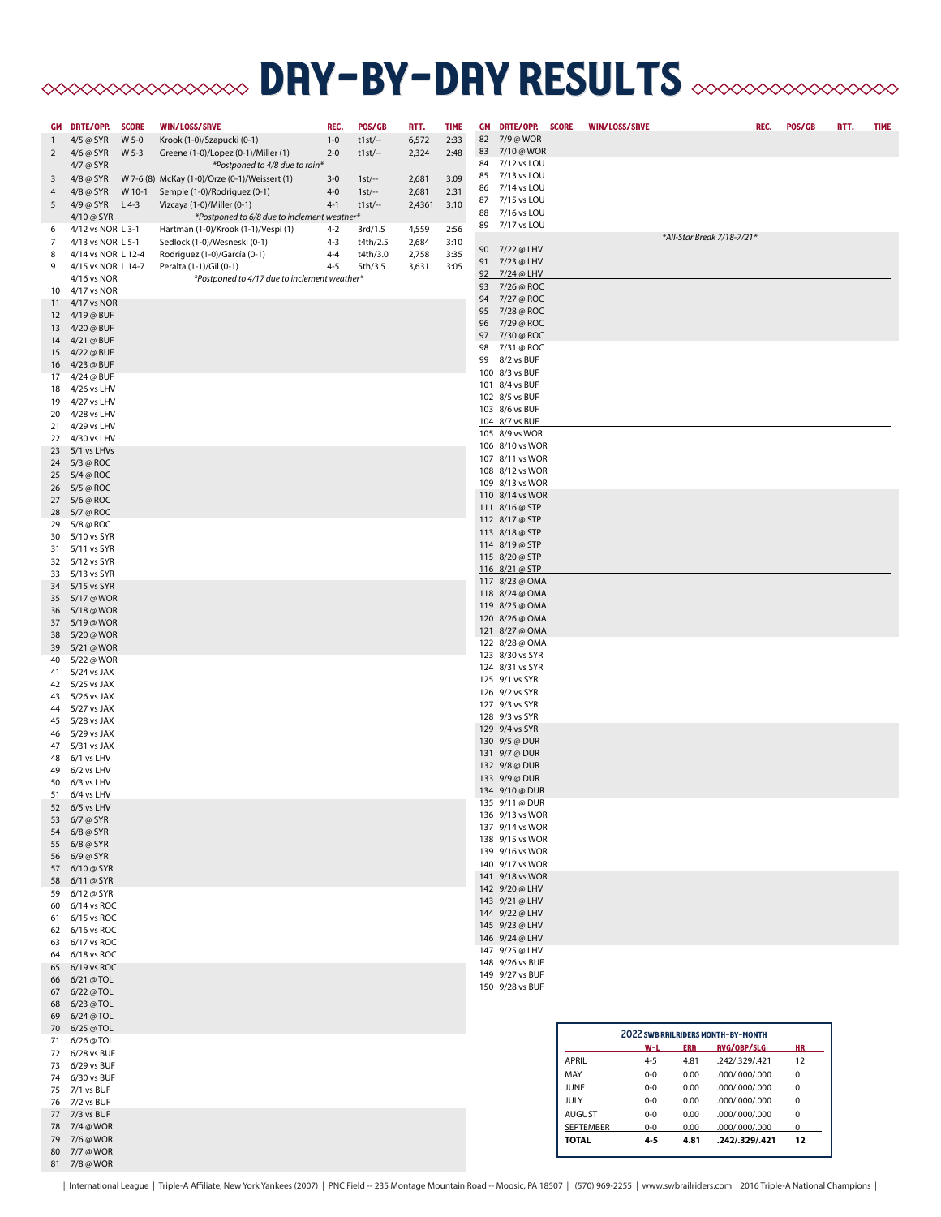# DAY-BY-DAY RESULTS

| GM | DATE/OPP. | SCORE | WIN/LOSS/SAVE | REC. | POS/GB | ATT. | TIME |
|---|---|---|---|---|---|---|---|
| 1 | 4/5 @ SYR | W 5-0 | Krook (1-0)/Szapucki (0-1) | 1-0 | t1st/-- | 6,572 | 2:33 |
| 2 | 4/6 @ SYR | W 5-3 | Greene (1-0)/Lopez (0-1)/Miller (1) | 2-0 | t1st/-- | 2,324 | 2:48 |
| | 4/7 @ SYR | | *Postponed to 4/8 due to rain* | | | | |
| 3 | 4/8 @ SYR | W 7-6 (8) | McKay (1-0)/Orze (0-1)/Weissert (1) | 3-0 | 1st/-- | 2,681 | 3:09 |
| 4 | 4/8 @ SYR | W 10-1 | Semple (1-0)/Rodriguez (0-1) | 4-0 | 1st/-- | 2,681 | 2:31 |
| 5 | 4/9 @ SYR | L 4-3 | Vizcaya (1-0)/Miller (0-1) | 4-1 | t1st/-- | 2,4361 | 3:10 |
| | 4/10 @ SYR | | *Postponed to 6/8 due to inclement weather* | | | | |
| 6 | 4/12 vs NOR | L 3-1 | Hartman (1-0)/Krook (1-1)/Vespi (1) | 4-2 | 3rd/1.5 | 4,559 | 2:56 |
| 7 | 4/13 vs NOR | L 5-1 | Sedlock (1-0)/Wesneski (0-1) | 4-3 | t4th/2.5 | 2,684 | 3:10 |
| 8 | 4/14 vs NOR | L 12-4 | Rodriguez (1-0)/García (0-1) | 4-4 | t4th/3.0 | 2,758 | 3:35 |
| 9 | 4/15 vs NOR | L 14-7 | Peralta (1-1)/Gil (0-1) | 4-5 | 5th/3.5 | 3,631 | 3:05 |
| | 4/16 vs NOR | | *Postponed to 4/17 due to inclement weather* | | | | |
| 10 | 4/17 vs NOR | | | | | | |
| 11 | 4/17 vs NOR | | | | | | |
| 12 | 4/19 @ BUF | | | | | | |
| 13 | 4/20 @ BUF | | | | | | |
| 14 | 4/21 @ BUF | | | | | | |
| 15 | 4/22 @ BUF | | | | | | |
| 16 | 4/23 @ BUF | | | | | | |
| 17 | 4/24 @ BUF | | | | | | |
| 18 | 4/26 vs LHV | | | | | | |
| 19 | 4/27 vs LHV | | | | | | |
| 20 | 4/28 vs LHV | | | | | | |
| 21 | 4/29 vs LHV | | | | | | |
| 22 | 4/30 vs LHV | | | | | | |
| 23 | 5/1 vs LHVs | | | | | | |
| 24 | 5/3 @ ROC | | | | | | |
| 25 | 5/4 @ ROC | | | | | | |
| 26 | 5/5 @ ROC | | | | | | |
| 27 | 5/6 @ ROC | | | | | | |
| 28 | 5/7 @ ROC | | | | | | |
| 29 | 5/8 @ ROC | | | | | | |
| 30 | 5/10 vs SYR | | | | | | |
| 31 | 5/11 vs SYR | | | | | | |
| 32 | 5/12 vs SYR | | | | | | |
| 33 | 5/13 vs SYR | | | | | | |
| 34 | 5/15 vs SYR | | | | | | |
| 35 | 5/17 @ WOR | | | | | | |
| 36 | 5/18 @ WOR | | | | | | |
| 37 | 5/19 @ WOR | | | | | | |
| 38 | 5/20 @ WOR | | | | | | |
| 39 | 5/21 @ WOR | | | | | | |
| 40 | 5/22 @ WOR | | | | | | |
| 41 | 5/24 vs JAX | | | | | | |
| 42 | 5/25 vs JAX | | | | | | |
| 43 | 5/26 vs JAX | | | | | | |
| 44 | 5/27 vs JAX | | | | | | |
| 45 | 5/28 vs JAX | | | | | | |
| 46 | 5/29 vs JAX | | | | | | |
| 47 | 5/31 vs JAX | | | | | | |
| 48 | 6/1 vs LHV | | | | | | |
| 49 | 6/2 vs LHV | | | | | | |
| 50 | 6/3 vs LHV | | | | | | |
| 51 | 6/4 vs LHV | | | | | | |
| 52 | 6/5 vs LHV | | | | | | |
| 53 | 6/7 @ SYR | | | | | | |
| 54 | 6/8 @ SYR | | | | | | |
| 55 | 6/8 @ SYR | | | | | | |
| 56 | 6/9 @ SYR | | | | | | |
| 57 | 6/10 @ SYR | | | | | | |
| 58 | 6/11 @ SYR | | | | | | |
| 59 | 6/12 @ SYR | | | | | | |
| 60 | 6/14 vs ROC | | | | | | |
| 61 | 6/15 vs ROC | | | | | | |
| 62 | 6/16 vs ROC | | | | | | |
| 63 | 6/17 vs ROC | | | | | | |
| 64 | 6/18 vs ROC | | | | | | |
| 65 | 6/19 vs ROC | | | | | | |
| 66 | 6/21 @ TOL | | | | | | |
| 67 | 6/22 @ TOL | | | | | | |
| 68 | 6/23 @ TOL | | | | | | |
| 69 | 6/24 @ TOL | | | | | | |
| 70 | 6/25 @ TOL | | | | | | |
| 71 | 6/26 @ TOL | | | | | | |
| 72 | 6/28 vs BUF | | | | | | |
| 73 | 6/29 vs BUF | | | | | | |
| 74 | 6/30 vs BUF | | | | | | |
| 75 | 7/1 vs BUF | | | | | | |
| 76 | 7/2 vs BUF | | | | | | |
| 77 | 7/3 vs BUF | | | | | | |
| 78 | 7/4 @ WOR | | | | | | |
| 79 | 7/6 @ WOR | | | | | | |
| 80 | 7/7 @ WOR | | | | | | |
| 81 | 7/8 @ WOR | | | | | | |
| 82 | 7/9 @ WOR | | | | | | |
| 83 | 7/10 @ WOR | | | | | | |
| 84 | 7/12 vs LOU | | | | | | |
| 85 | 7/13 vs LOU | | | | | | |
| 86 | 7/14 vs LOU | | | | | | |
| 87 | 7/15 vs LOU | | | | | | |
| 88 | 7/16 vs LOU | | | | | | |
| 89 | 7/17 vs LOU | | | | | | |
| | | | *All-Star Break 7/18-7/21* | | | | |
| 90 | 7/22 @ LHV | | | | | | |
| 91 | 7/23 @ LHV | | | | | | |
| 92 | 7/24 @ LHV | | | | | | |
| 93 | 7/26 @ ROC | | | | | | |
| 94 | 7/27 @ ROC | | | | | | |
| 95 | 7/28 @ ROC | | | | | | |
| 96 | 7/29 @ ROC | | | | | | |
| 97 | 7/30 @ ROC | | | | | | |
| 98 | 7/31 @ ROC | | | | | | |
| 99 | 8/2 vs BUF | | | | | | |
| 100 | 8/3 vs BUF | | | | | | |
| 101 | 8/4 vs BUF | | | | | | |
| 102 | 8/5 vs BUF | | | | | | |
| 103 | 8/6 vs BUF | | | | | | |
| 104 | 8/7 vs BUF | | | | | | |
| 105 | 8/9 vs WOR | | | | | | |
| 106 | 8/10 vs WOR | | | | | | |
| 107 | 8/11 vs WOR | | | | | | |
| 108 | 8/12 vs WOR | | | | | | |
| 109 | 8/13 vs WOR | | | | | | |
| 110 | 8/14 vs WOR | | | | | | |
| 111 | 8/16 @ STP | | | | | | |
| 112 | 8/17 @ STP | | | | | | |
| 113 | 8/18 @ STP | | | | | | |
| 114 | 8/19 @ STP | | | | | | |
| 115 | 8/20 @ STP | | | | | | |
| 116 | 8/21 @ STP | | | | | | |
| 117 | 8/23 @ OMA | | | | | | |
| 118 | 8/24 @ OMA | | | | | | |
| 119 | 8/25 @ OMA | | | | | | |
| 120 | 8/26 @ OMA | | | | | | |
| 121 | 8/27 @ OMA | | | | | | |
| 122 | 8/28 @ OMA | | | | | | |
| 123 | 8/30 vs SYR | | | | | | |
| 124 | 8/31 vs SYR | | | | | | |
| 125 | 9/1 vs SYR | | | | | | |
| 126 | 9/2 vs SYR | | | | | | |
| 127 | 9/3 vs SYR | | | | | | |
| 128 | 9/3 vs SYR | | | | | | |
| 129 | 9/4 vs SYR | | | | | | |
| 130 | 9/5 @ DUR | | | | | | |
| 131 | 9/7 @ DUR | | | | | | |
| 132 | 9/8 @ DUR | | | | | | |
| 133 | 9/9 @ DUR | | | | | | |
| 134 | 9/10 @ DUR | | | | | | |
| 135 | 9/11 @ DUR | | | | | | |
| 136 | 9/13 vs WOR | | | | | | |
| 137 | 9/14 vs WOR | | | | | | |
| 138 | 9/15 vs WOR | | | | | | |
| 139 | 9/16 vs WOR | | | | | | |
| 140 | 9/17 vs WOR | | | | | | |
| 141 | 9/18 vs WOR | | | | | | |
| 142 | 9/20 @ LHV | | | | | | |
| 143 | 9/21 @ LHV | | | | | | |
| 144 | 9/22 @ LHV | | | | | | |
| 145 | 9/23 @ LHV | | | | | | |
| 146 | 9/24 @ LHV | | | | | | |
| 147 | 9/25 @ LHV | | | | | | |
| 148 | 9/26 vs BUF | | | | | | |
| 149 | 9/27 vs BUF | | | | | | |
| 150 | 9/28 vs BUF | | | | | | |

## 2022 SWB RAILRIDERS MONTH-BY-MONTH

| | W-L | ERA | AVG/OBP/SLG | HR |
|---|---|---|---|---|
| APRIL | 4-5 | 4.81 | .242/.329/.421 | 12 |
| MAY | 0-0 | 0.00 | .000/.000/.000 | 0 |
| JUNE | 0-0 | 0.00 | .000/.000/.000 | 0 |
| JULY | 0-0 | 0.00 | .000/.000/.000 | 0 |
| AUGUST | 0-0 | 0.00 | .000/.000/.000 | 0 |
| SEPTEMBER | 0-0 | 0.00 | .000/.000/.000 | 0 |
| **TOTAL** | **4-5** | **4.81** | **.242/.329/.421** | **12** |

| International League | Triple-A Affiliate, New York Yankees (2007) | PNC Field -- 235 Montage Mountain Road -- Moosic, PA 18507 | (570) 969-2255 | www.swbrailriders.com | 2016 Triple-A National Champions |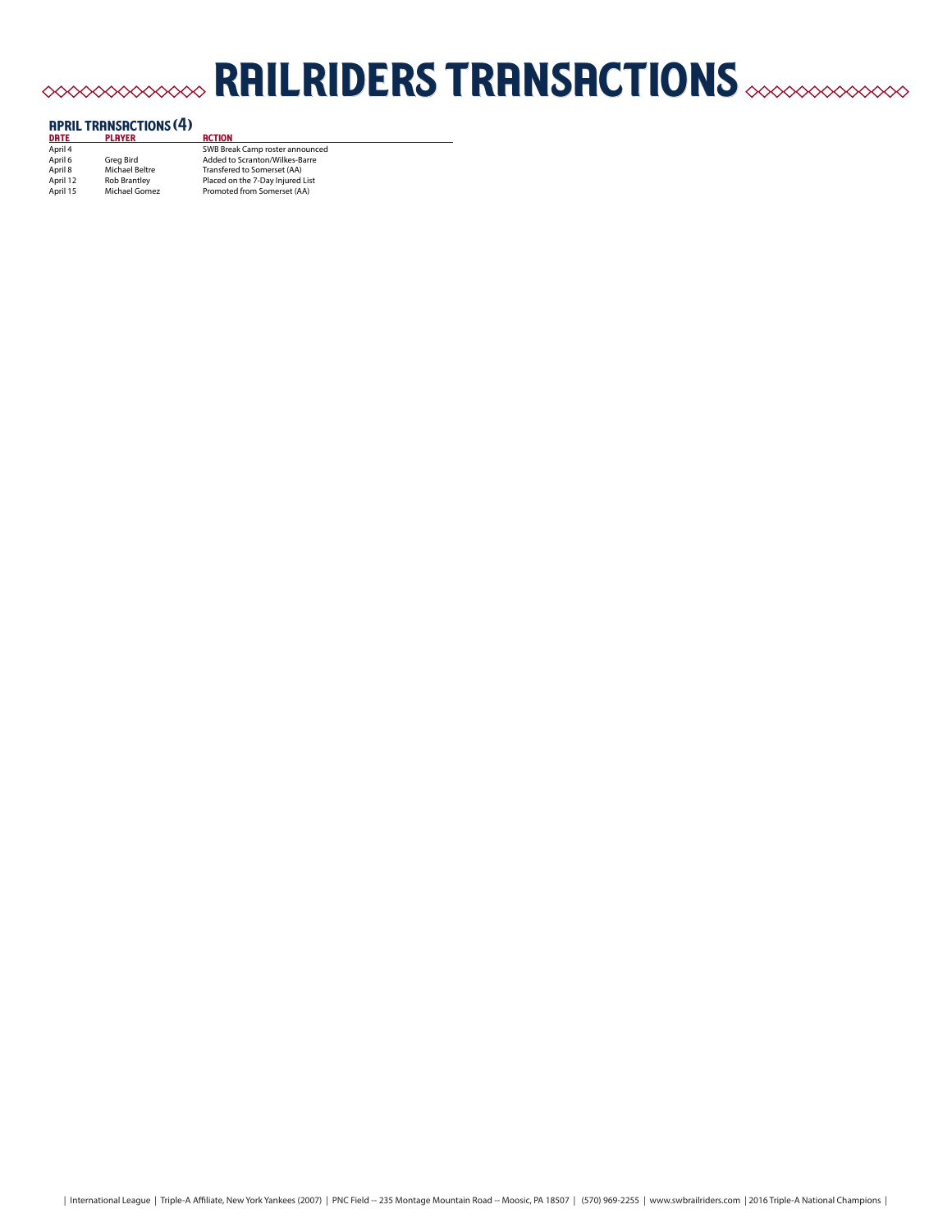# RAILRIDERS TRANSACTIONS

## APRIL TRANSACTIONS (4)

| DATE | PLAYER | ACTION |
|---|---|---|
| April 4 | | SWB Break Camp roster announced |
| April 6 | Greg Bird | Added to Scranton/Wilkes-Barre |
| April 8 | Michael Beltre | Transfered to Somerset (AA) |
| April 12 | Rob Brantley | Placed on the 7-Day Injured List |
| April 15 | Michael Gomez | Promoted from Somerset (AA) |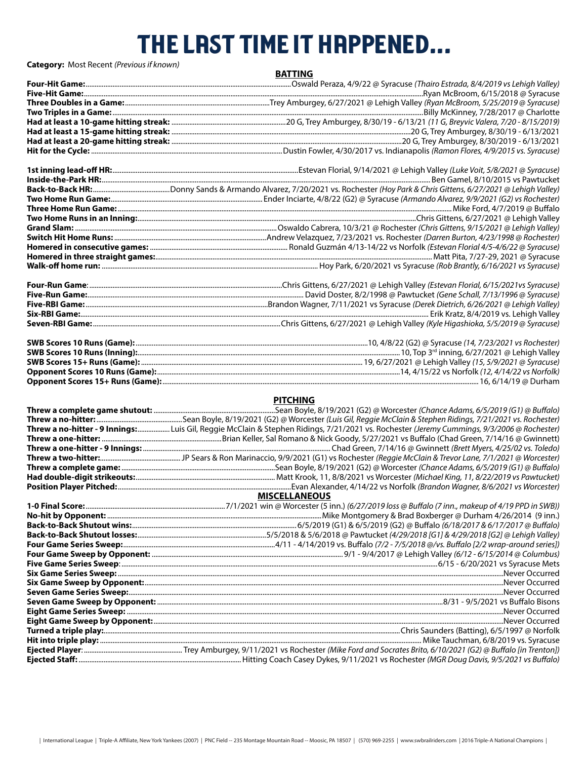# THE LAST TIME IT HAPPENED...

**Category:** Most Recent *(Previous if known)*

## BATTING

**Four-Hit Game:** Oswald Peraza, 4/9/22 @ Syracuse *(Thairo Estrada, 8/4/2019 vs Lehigh Valley)*
**Five-Hit Game:** Ryan McBroom, 6/15/2018 @ Syracuse
**Three Doubles in a Game:** Trey Amburgey, 6/27/2021 @ Lehigh Valley *(Ryan McBroom, 5/25/2019 @ Syracuse)*
**Two Triples in a Game:** Billy McKinney, 7/28/2017 @ Charlotte
**Had at least a 10-game hitting streak:** 20 G, Trey Amburgey, 8/30/19 - 6/13/21 *(11 G, Breyvic Valera, 7/20 - 8/15/2019)*
**Had at least a 15-game hitting streak:** 20 G, Trey Amburgey, 8/30/19 - 6/13/2021
**Had at least a 20-game hitting streak:** 20 G, Trey Amburgey, 8/30/2019 - 6/13/2021
**Hit for the Cycle:** Dustin Fowler, 4/30/2017 vs. Indianapolis *(Ramon Flores, 4/9/2015 vs. Syracuse)*

**1st inning lead-off HR:** Estevan Florial, 9/14/2021 @ Lehigh Valley *(Luke Voit, 5/8/2021 @ Syracuse)*
**Inside-the-Park HR:** Ben Gamel, 8/10/2015 vs Pawtucket
**Back-to-Back HR:** Donny Sands & Armando Alvarez, 7/20/2021 vs. Rochester *(Hoy Park & Chris Gittens, 6/27/2021 @ Lehigh Valley)*
**Two Home Run Game:** Ender Inciarte, 4/8/22 (G2) @ Syracuse *(Armando Alvarez, 9/9/2021 (G2) vs Rochester)*
**Three Home Run Game:** Mike Ford, 4/7/2019 @ Buffalo
**Two Home Runs in an Inning:** Chris Gittens, 6/27/2021 @ Lehigh Valley
**Grand Slam:** Oswaldo Cabrera, 10/3/21 @ Rochester *(Chris Gittens, 9/15/2021 @ Lehigh Valley)*
**Switch Hit Home Runs:** Andrew Velazquez, 7/23/2021 vs. Rochester *(Darren Burton, 4/23/1998 @ Rochester)*
**Homered in consecutive games:** Ronald Guzmán 4/13-14/22 vs Norfolk *(Estevan Florial 4/5-4/6/22 @ Syracuse)*
**Homered in three straight games:** Matt Pita, 7/27-29, 2021 @ Syracuse
**Walk-off home run:** Hoy Park, 6/20/2021 vs Syracuse *(Rob Brantly, 6/16/2021 vs Syracuse)*

**Four-Run Game**: Chris Gittens, 6/27/2021 @ Lehigh Valley *(Estevan Florial, 6/15/2021vs Syracuse)*
**Five-Run Game:** David Doster, 8/2/1998 @ Pawtucket *(Gene Schall, 7/13/1996 @ Syracuse)*
**Five-RBI Game:** Brandon Wagner, 7/11/2021 vs Syracuse *(Derek Dietrich, 6/26/2021 @ Lehigh Valley)*
**Six-RBI Game:** Erik Kratz, 8/4/2019 vs. Lehigh Valley
**Seven-RBI Game:** Chris Gittens, 6/27/2021 @ Lehigh Valley *(Kyle Higashioka, 5/5/2019 @ Syracuse)*

**SWB Scores 10 Runs (Game):** 10, 4/8/22 (G2) @ Syracuse *(14, 7/23/2021 vs Rochester)*
**SWB Scores 10 Runs (Inning):** 10, Top 3rd inning, 6/27/2021 @ Lehigh Valley
**SWB Scores 15+ Runs (Game):** 19, 6/27/2021 @ Lehigh Valley *(15, 5/9/2021 @ Syracuse)*
**Opponent Scores 10 Runs (Game):** 14, 4/15/22 vs Norfolk *(12, 4/14/22 vs Norfolk)*
**Opponent Scores 15+ Runs (Game):** 16, 6/14/19 @ Durham

## PITCHING

**Threw a complete game shutout:** Sean Boyle, 8/19/2021 (G2) @ Worcester *(Chance Adams, 6/5/2019 (G1) @ Buffalo)*
**Threw a no-hitter:** Sean Boyle, 8/19/2021 (G2) @ Worcester *(Luis Gil, Reggie McClain & Stephen Ridings, 7/21/2021 vs. Rochester)*
**Threw a no-hitter - 9 Innings:** Luis Gil, Reggie McClain & Stephen Ridings, 7/21/2021 vs. Rochester *(Jeremy Cummings, 9/3/2006 @ Rochester)*
**Threw a one-hitter:** Brian Keller, Sal Romano & Nick Goody, 5/27/2021 vs Buffalo (Chad Green, 7/14/16 @ Gwinnett)
**Threw a one-hitter - 9 Innings:** Chad Green, 7/14/16 @ Gwinnett *(Brett Myers, 4/25/02 vs. Toledo)*
**Threw a two-hitter:** JP Sears & Ron Marinaccio, 9/9/2021 (G1) vs Rochester *(Reggie McClain & Trevor Lane, 7/1/2021 @ Worcester)*
**Threw a complete game:** Sean Boyle, 8/19/2021 (G2) @ Worcester *(Chance Adams, 6/5/2019 (G1) @ Buffalo)*
**Had double-digit strikeouts:** Matt Krook, 11, 8/8/2021 vs Worcester *(Michael King, 11, 8/22/2019 vs Pawtucket)*
**Position Player Pitched:** Evan Alexander, 4/14/22 vs Norfolk *(Brandon Wagner, 8/6/2021 vs Worcester)*

## MISCELLANEOUS

**1-0 Final Score:** 7/1/2021 win @ Worcester (5 inn.) *(6/27/2019 loss @ Buffalo (7 inn., makeup of 4/19 PPD in SWB))*
**No-hit by Opponent:** Mike Montgomery & Brad Boxberger @ Durham 4/26/2014 (9 inn.)
**Back-to-Back Shutout wins:** 6/5/2019 (G1) & 6/5/2019 (G2) @ Buffalo *(6/18/2017 & 6/17/2017 @ Buffalo)*
**Back-to-Back Shutout losses:** 5/5/2018 & 5/6/2018 @ Pawtucket *(4/29/2018 [G1] & 4/29/2018 [G2] @ Lehigh Valley)*
**Four Game Series Sweep:** 4/11 - 4/14/2019 vs. Buffalo *(7/2 - 7/5/2018 @/vs. Buffalo [2/2 wrap-around series])*
**Four Game Sweep by Opponent:** 9/1 - 9/4/2017 @ Lehigh Valley *(6/12 - 6/15/2014 @ Columbus)*
**Five Game Series Sweep**: 6/15 - 6/20/2021 vs Syracuse Mets
**Six Game Series Sweep:** Never Occurred
**Six Game Sweep by Opponent:** Never Occurred
**Seven Game Series Sweep:** Never Occurred
**Seven Game Sweep by Opponent:** 8/31 - 9/5/2021 vs Buffalo Bisons
**Eight Game Series Sweep:** Never Occurred
**Eight Game Sweep by Opponent:** Never Occurred
**Turned a triple play:** Chris Saunders (Batting), 6/5/1997 @ Norfolk
**Hit into triple play:** Mike Tauchman, 6/8/2019 vs. Syracuse
**Ejected Player**: Trey Amburgey, 9/11/2021 vs Rochester *(Mike Ford and Socrates Brito, 6/10/2021 (G2) @ Buffalo [in Trenton])*
**Ejected Staff:** Hitting Coach Casey Dykes, 9/11/2021 vs Rochester *(MGR Doug Davis, 9/5/2021 vs Buffalo)*